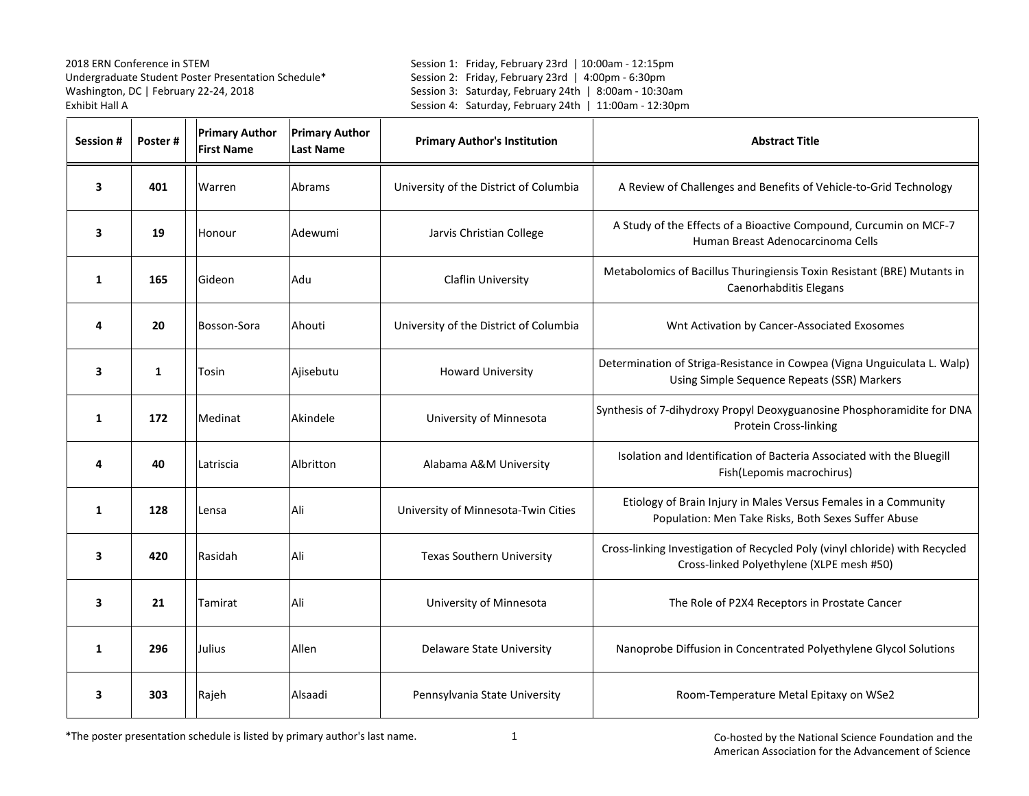2018 ERN Conference in STEM
Undergraduate Student Poster Presentation Schedule*
Washington, DC | February 22-24, 2018
Exhibit Hall A

Session 1: Friday, February 23rd | 10:00am - 12:15pm
Session 2: Friday, February 23rd | 4:00pm - 6:30pm
Session 3: Saturday, February 24th | 8:00am - 10:30am
Session 4: Saturday, February 24th | 11:00am - 12:30pm

| Session # | Poster # | Primary Author First Name | Primary Author Last Name | Primary Author's Institution | Abstract Title |
|---|---|---|---|---|---|
| 3 | 401 | Warren | Abrams | University of the District of Columbia | A Review of Challenges and Benefits of Vehicle-to-Grid Technology |
| 3 | 19 | Honour | Adewumi | Jarvis Christian College | A Study of the Effects of a Bioactive Compound, Curcumin on MCF-7 Human Breast Adenocarcinoma Cells |
| 1 | 165 | Gideon | Adu | Claflin University | Metabolomics of Bacillus Thuringiensis Toxin Resistant (BRE) Mutants in Caenorhabditis Elegans |
| 4 | 20 | Bosson-Sora | Ahouti | University of the District of Columbia | Wnt Activation by Cancer-Associated Exosomes |
| 3 | 1 | Tosin | Ajisebutu | Howard University | Determination of Striga-Resistance in Cowpea (Vigna Unguiculata L. Walp) Using Simple Sequence Repeats (SSR) Markers |
| 1 | 172 | Medinat | Akindele | University of Minnesota | Synthesis of 7-dihydroxy Propyl Deoxyguanosine Phosphoramidite for DNA Protein Cross-linking |
| 4 | 40 | Latriscia | Albritton | Alabama A&M University | Isolation and Identification of Bacteria Associated with the Bluegill Fish(Lepomis macrochirus) |
| 1 | 128 | Lensa | Ali | University of Minnesota-Twin Cities | Etiology of Brain Injury in Males Versus Females in a Community Population: Men Take Risks, Both Sexes Suffer Abuse |
| 3 | 420 | Rasidah | Ali | Texas Southern University | Cross-linking Investigation of Recycled Poly (vinyl chloride) with Recycled Cross-linked Polyethylene (XLPE mesh #50) |
| 3 | 21 | Tamirat | Ali | University of Minnesota | The Role of P2X4 Receptors in Prostate Cancer |
| 1 | 296 | Julius | Allen | Delaware State University | Nanoprobe Diffusion in Concentrated Polyethylene Glycol Solutions |
| 3 | 303 | Rajeh | Alsaadi | Pennsylvania State University | Room-Temperature Metal Epitaxy on WSe2 |

*The poster presentation schedule is listed by primary author's last name.

Co-hosted by the National Science Foundation and the American Association for the Advancement of Science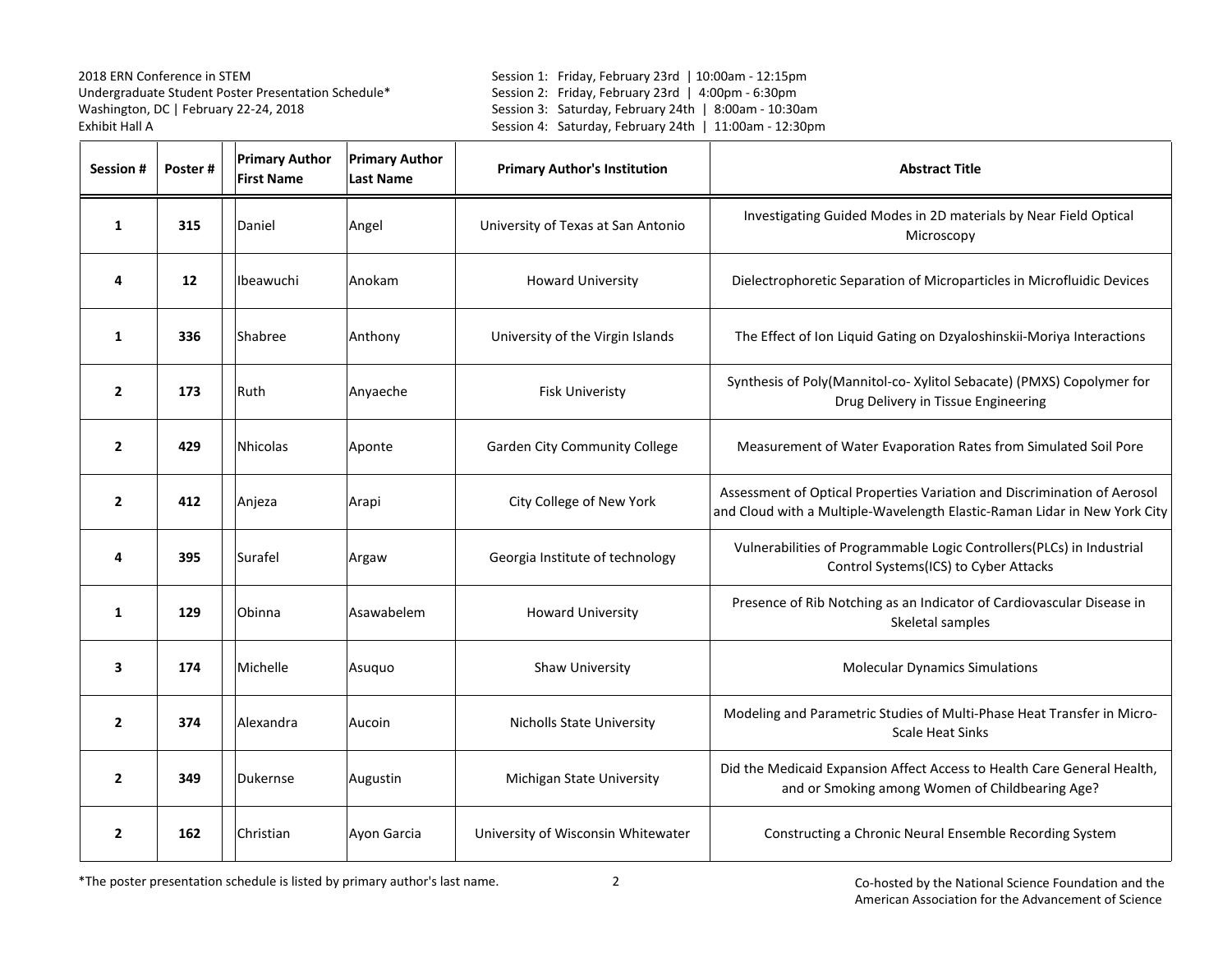2018 ERN Conference in STEM
Undergraduate Student Poster Presentation Schedule*
Washington, DC | February 22-24, 2018
Exhibit Hall A

Session 1: Friday, February 23rd | 10:00am - 12:15pm
Session 2: Friday, February 23rd | 4:00pm - 6:30pm
Session 3: Saturday, February 24th | 8:00am - 10:30am
Session 4: Saturday, February 24th | 11:00am - 12:30pm

| Session # | Poster # | Primary Author First Name | Primary Author Last Name | Primary Author's Institution | Abstract Title |
|---|---|---|---|---|---|
| **1** | **315** | Daniel | Angel | University of Texas at San Antonio | Investigating Guided Modes in 2D materials by Near Field Optical Microscopy |
| **4** | **12** | Ibeawuchi | Anokam | Howard University | Dielectrophoretic Separation of Microparticles in Microfluidic Devices |
| **1** | **336** | Shabree | Anthony | University of the Virgin Islands | The Effect of Ion Liquid Gating on Dzyaloshinskii-Moriya Interactions |
| **2** | **173** | Ruth | Anyaeche | Fisk Univeristy | Synthesis of Poly(Mannitol-co- Xylitol Sebacate) (PMXS) Copolymer for Drug Delivery in Tissue Engineering |
| **2** | **429** | Nhicolas | Aponte | Garden City Community College | Measurement of Water Evaporation Rates from Simulated Soil Pore |
| **2** | **412** | Anjeza | Arapi | City College of New York | Assessment of Optical Properties Variation and Discrimination of Aerosol and Cloud with a Multiple-Wavelength Elastic-Raman Lidar in New York City |
| **4** | **395** | Surafel | Argaw | Georgia Institute of technology | Vulnerabilities of Programmable Logic Controllers(PLCs) in Industrial Control Systems(ICS) to Cyber Attacks |
| **1** | **129** | Obinna | Asawabelem | Howard University | Presence of Rib Notching as an Indicator of Cardiovascular Disease in Skeletal samples |
| **3** | **174** | Michelle | Asuquo | Shaw University | Molecular Dynamics Simulations |
| **2** | **374** | Alexandra | Aucoin | Nicholls State University | Modeling and Parametric Studies of Multi-Phase Heat Transfer in Micro-Scale Heat Sinks |
| **2** | **349** | Dukernse | Augustin | Michigan State University | Did the Medicaid Expansion Affect Access to Health Care General Health, and or Smoking among Women of Childbearing Age? |
| **2** | **162** | Christian | Ayon Garcia | University of Wisconsin Whitewater | Constructing a Chronic Neural Ensemble Recording System |

*The poster presentation schedule is listed by primary author's last name.

Co-hosted by the National Science Foundation and the American Association for the Advancement of Science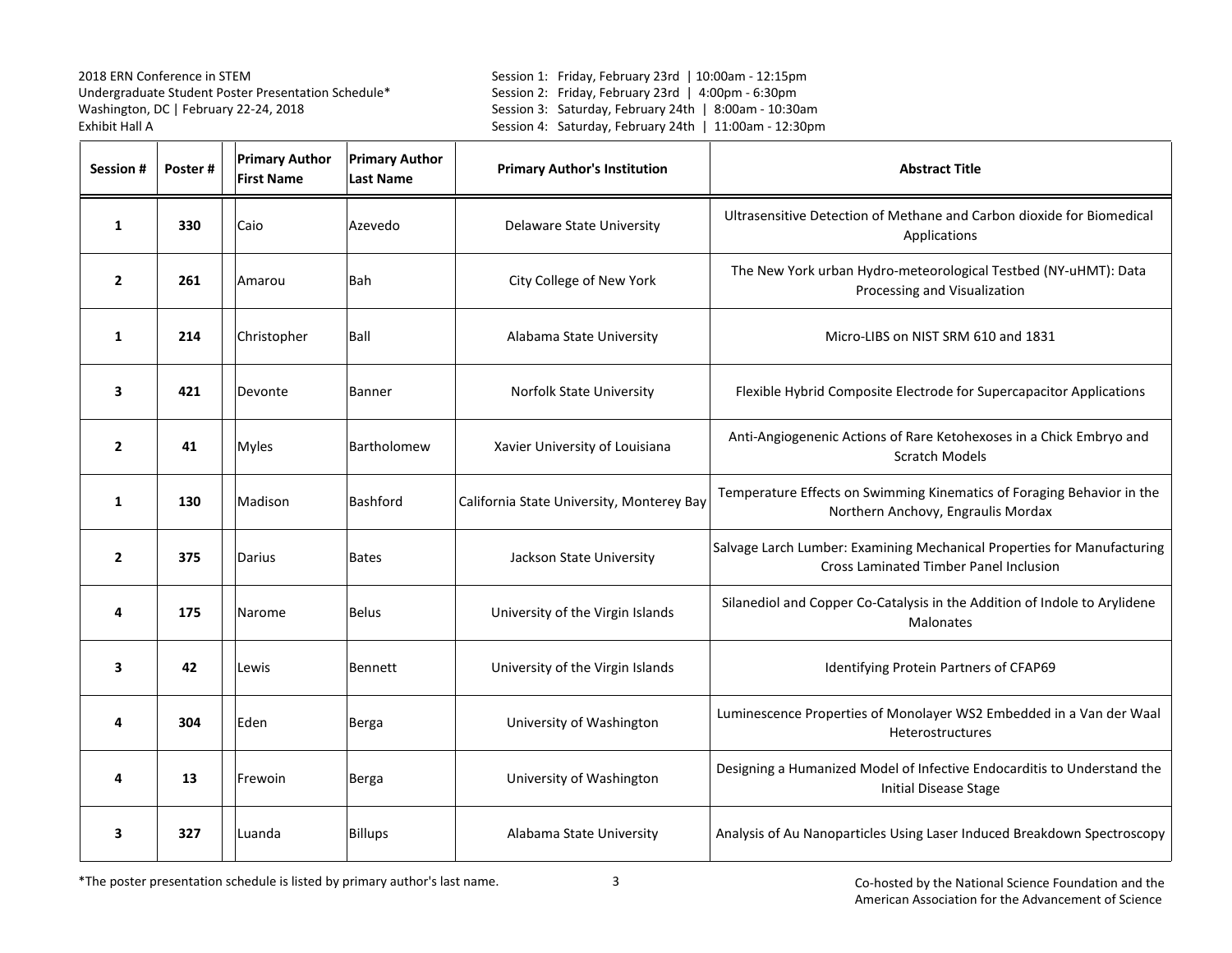2018 ERN Conference in STEM
Undergraduate Student Poster Presentation Schedule*
Washington, DC | February 22-24, 2018
Exhibit Hall A

Session 1: Friday, February 23rd | 10:00am - 12:15pm
Session 2: Friday, February 23rd | 4:00pm - 6:30pm
Session 3: Saturday, February 24th | 8:00am - 10:30am
Session 4: Saturday, February 24th | 11:00am - 12:30pm

| Session # | Poster # | Primary Author First Name | Primary Author Last Name | Primary Author's Institution | Abstract Title |
|---|---|---|---|---|---|
| 1 | 330 | Caio | Azevedo | Delaware State University | Ultrasensitive Detection of Methane and Carbon dioxide for Biomedical Applications |
| 2 | 261 | Amarou | Bah | City College of New York | The New York urban Hydro-meteorological Testbed (NY-uHMT): Data Processing and Visualization |
| 1 | 214 | Christopher | Ball | Alabama State University | Micro-LIBS on NIST SRM 610 and 1831 |
| 3 | 421 | Devonte | Banner | Norfolk State University | Flexible Hybrid Composite Electrode for Supercapacitor Applications |
| 2 | 41 | Myles | Bartholomew | Xavier University of Louisiana | Anti-Angiogenenic Actions of Rare Ketohexoses in a Chick Embryo and Scratch Models |
| 1 | 130 | Madison | Bashford | California State University, Monterey Bay | Temperature Effects on Swimming Kinematics of Foraging Behavior in the Northern Anchovy, Engraulis Mordax |
| 2 | 375 | Darius | Bates | Jackson State University | Salvage Larch Lumber: Examining Mechanical Properties for Manufacturing Cross Laminated Timber Panel Inclusion |
| 4 | 175 | Narome | Belus | University of the Virgin Islands | Silanediol and Copper Co-Catalysis in the Addition of Indole to Arylidene Malonates |
| 3 | 42 | Lewis | Bennett | University of the Virgin Islands | Identifying Protein Partners of CFAP69 |
| 4 | 304 | Eden | Berga | University of Washington | Luminescence Properties of Monolayer WS2 Embedded in a Van der Waal Heterostructures |
| 4 | 13 | Frewoin | Berga | University of Washington | Designing a Humanized Model of Infective Endocarditis to Understand the Initial Disease Stage |
| 3 | 327 | Luanda | Billups | Alabama State University | Analysis of Au Nanoparticles Using Laser Induced Breakdown Spectroscopy |

*The poster presentation schedule is listed by primary author's last name.

Co-hosted by the National Science Foundation and the American Association for the Advancement of Science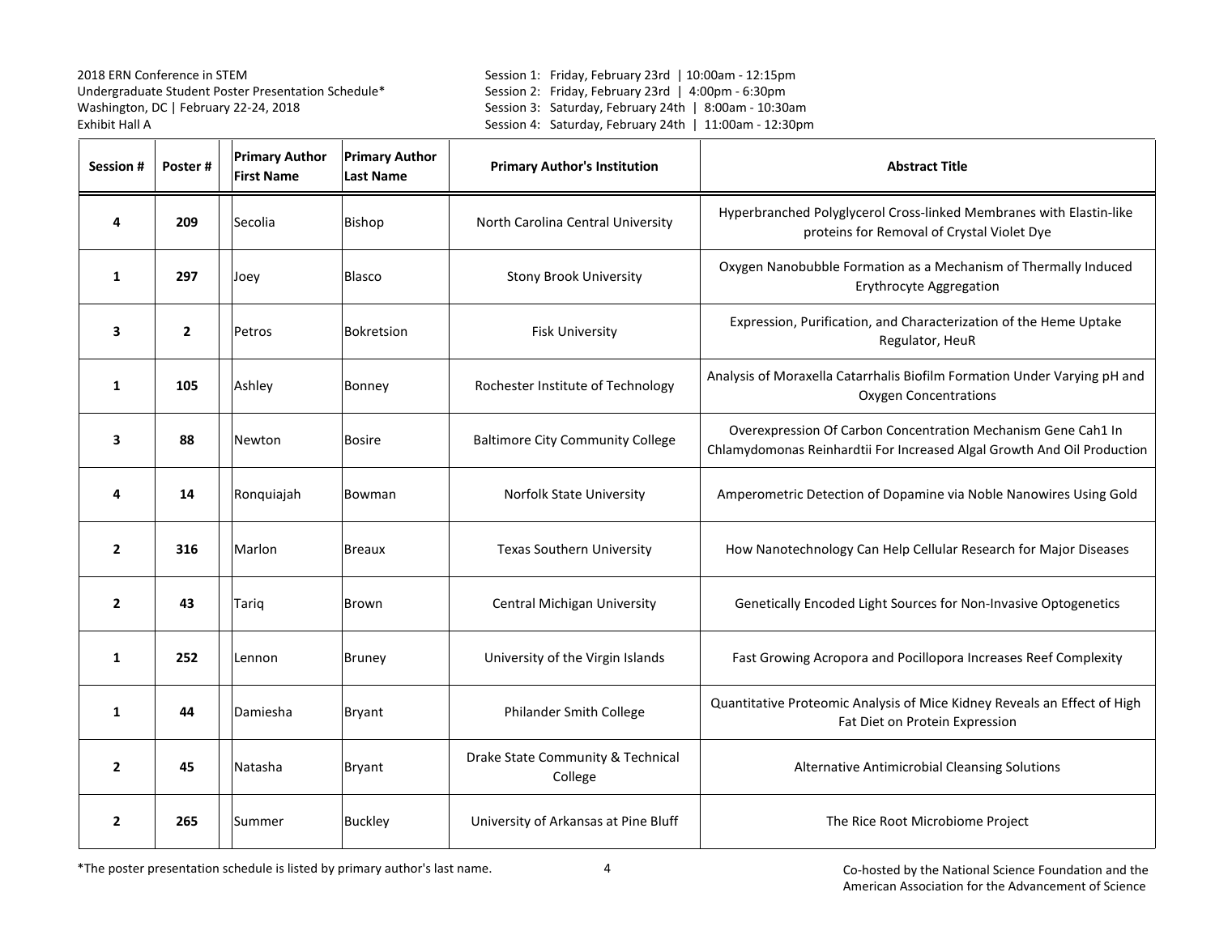2018 ERN Conference in STEM
Undergraduate Student Poster Presentation Schedule*
Washington, DC | February 22-24, 2018
Exhibit Hall A

Session 1: Friday, February 23rd | 10:00am - 12:15pm
Session 2: Friday, February 23rd | 4:00pm - 6:30pm
Session 3: Saturday, February 24th | 8:00am - 10:30am
Session 4: Saturday, February 24th | 11:00am - 12:30pm

| Session # | Poster # | Primary Author First Name | Primary Author Last Name | Primary Author's Institution | Abstract Title |
|---|---|---|---|---|---|
| 4 | 209 | Secolia | Bishop | North Carolina Central University | Hyperbranched Polyglycerol Cross-linked Membranes with Elastin-like proteins for Removal of Crystal Violet Dye |
| 1 | 297 | Joey | Blasco | Stony Brook University | Oxygen Nanobubble Formation as a Mechanism of Thermally Induced Erythrocyte Aggregation |
| 3 | 2 | Petros | Bokretsion | Fisk University | Expression, Purification, and Characterization of the Heme Uptake Regulator, HeuR |
| 1 | 105 | Ashley | Bonney | Rochester Institute of Technology | Analysis of Moraxella Catarrhalis Biofilm Formation Under Varying pH and Oxygen Concentrations |
| 3 | 88 | Newton | Bosire | Baltimore City Community College | Overexpression Of Carbon Concentration Mechanism Gene Cah1 In Chlamydomonas Reinhardtii For Increased Algal Growth And Oil Production |
| 4 | 14 | Ronquiajah | Bowman | Norfolk State University | Amperometric Detection of Dopamine via Noble Nanowires Using Gold |
| 2 | 316 | Marlon | Breaux | Texas Southern University | How Nanotechnology Can Help Cellular Research for Major Diseases |
| 2 | 43 | Tariq | Brown | Central Michigan University | Genetically Encoded Light Sources for Non-Invasive Optogenetics |
| 1 | 252 | Lennon | Bruney | University of the Virgin Islands | Fast Growing Acropora and Pocillopora Increases Reef Complexity |
| 1 | 44 | Damiesha | Bryant | Philander Smith College | Quantitative Proteomic Analysis of Mice Kidney Reveals an Effect of High Fat Diet on Protein Expression |
| 2 | 45 | Natasha | Bryant | Drake State Community & Technical College | Alternative Antimicrobial Cleansing Solutions |
| 2 | 265 | Summer | Buckley | University of Arkansas at Pine Bluff | The Rice Root Microbiome Project |

*The poster presentation schedule is listed by primary author's last name.

Co-hosted by the National Science Foundation and the American Association for the Advancement of Science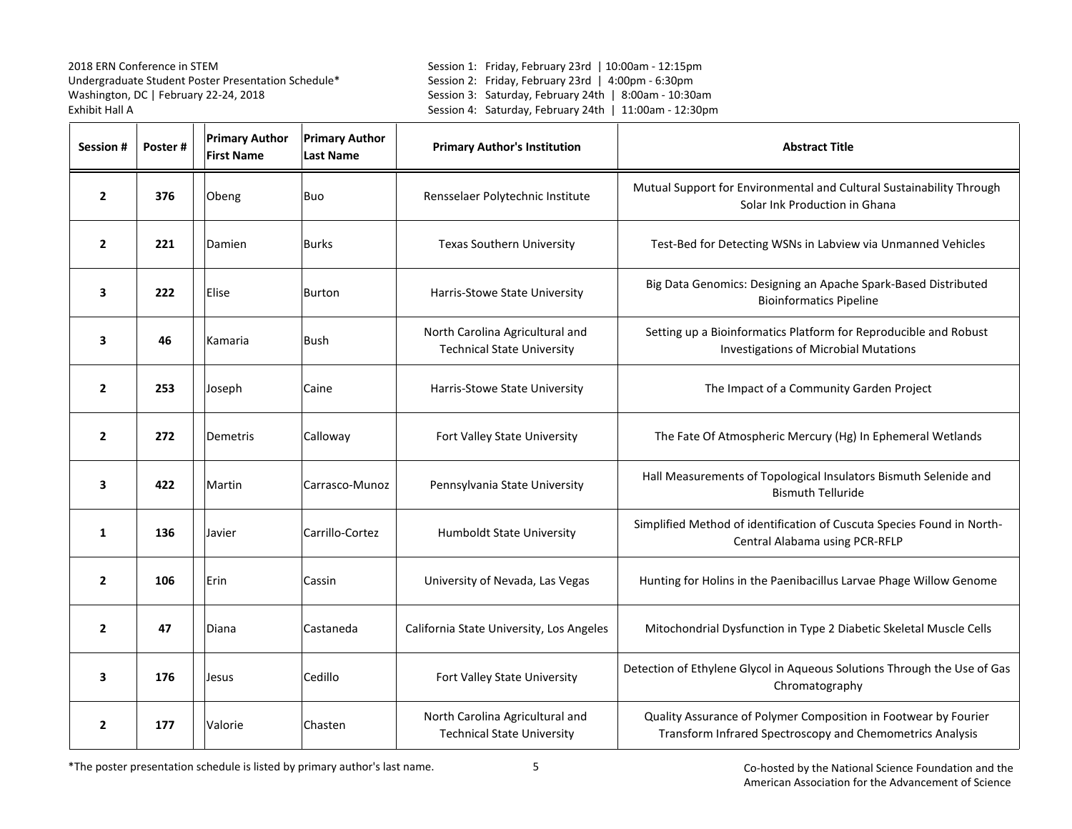2018 ERN Conference in STEM
Undergraduate Student Poster Presentation Schedule*
Washington, DC | February 22-24, 2018
Exhibit Hall A

Session 1: Friday, February 23rd | 10:00am - 12:15pm
Session 2: Friday, February 23rd | 4:00pm - 6:30pm
Session 3: Saturday, February 24th | 8:00am - 10:30am
Session 4: Saturday, February 24th | 11:00am - 12:30pm

| Session # | Poster # | Primary Author First Name | Primary Author Last Name | Primary Author's Institution | Abstract Title |
|---|---|---|---|---|---|
| 2 | 376 | Obeng | Buo | Rensselaer Polytechnic Institute | Mutual Support for Environmental and Cultural Sustainability Through Solar Ink Production in Ghana |
| 2 | 221 | Damien | Burks | Texas Southern University | Test-Bed for Detecting WSNs in Labview via Unmanned Vehicles |
| 3 | 222 | Elise | Burton | Harris-Stowe State University | Big Data Genomics: Designing an Apache Spark-Based Distributed Bioinformatics Pipeline |
| 3 | 46 | Kamaria | Bush | North Carolina Agricultural and Technical State University | Setting up a Bioinformatics Platform for Reproducible and Robust Investigations of Microbial Mutations |
| 2 | 253 | Joseph | Caine | Harris-Stowe State University | The Impact of a Community Garden Project |
| 2 | 272 | Demetris | Calloway | Fort Valley State University | The Fate Of Atmospheric Mercury (Hg) In Ephemeral Wetlands |
| 3 | 422 | Martin | Carrasco-Munoz | Pennsylvania State University | Hall Measurements of Topological Insulators Bismuth Selenide and Bismuth Telluride |
| 1 | 136 | Javier | Carrillo-Cortez | Humboldt State University | Simplified Method of identification of Cuscuta Species Found in North-Central Alabama using PCR-RFLP |
| 2 | 106 | Erin | Cassin | University of Nevada, Las Vegas | Hunting for Holins in the Paenibacillus Larvae Phage Willow Genome |
| 2 | 47 | Diana | Castaneda | California State University, Los Angeles | Mitochondrial Dysfunction in Type 2 Diabetic Skeletal Muscle Cells |
| 3 | 176 | Jesus | Cedillo | Fort Valley State University | Detection of Ethylene Glycol in Aqueous Solutions Through the Use of Gas Chromatography |
| 2 | 177 | Valorie | Chasten | North Carolina Agricultural and Technical State University | Quality Assurance of Polymer Composition in Footwear by Fourier Transform Infrared Spectroscopy and Chemometrics Analysis |

*The poster presentation schedule is listed by primary author's last name.

Co-hosted by the National Science Foundation and the American Association for the Advancement of Science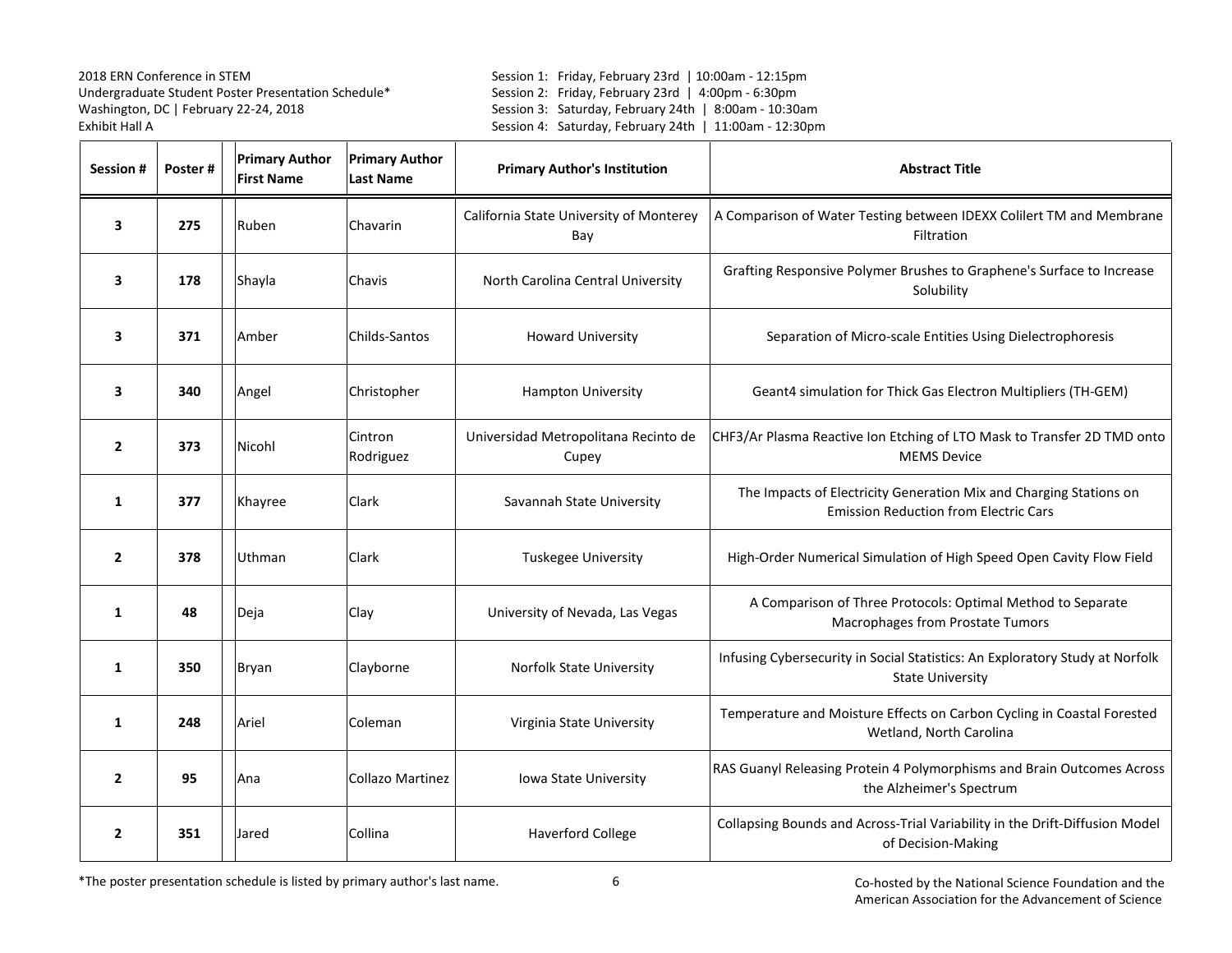2018 ERN Conference in STEM
Undergraduate Student Poster Presentation Schedule*
Washington, DC | February 22-24, 2018
Exhibit Hall A

Session 1: Friday, February 23rd | 10:00am - 12:15pm
Session 2: Friday, February 23rd | 4:00pm - 6:30pm
Session 3: Saturday, February 24th | 8:00am - 10:30am
Session 4: Saturday, February 24th | 11:00am - 12:30pm

| Session # | Poster # | Primary Author First Name | Primary Author Last Name | Primary Author's Institution | Abstract Title |
|---|---|---|---|---|---|
| **3** | **275** | Ruben | Chavarin | California State University of Monterey Bay | A Comparison of Water Testing between IDEXX Colilert TM and Membrane Filtration |
| **3** | **178** | Shayla | Chavis | North Carolina Central University | Grafting Responsive Polymer Brushes to Graphene's Surface to Increase Solubility |
| **3** | **371** | Amber | Childs-Santos | Howard University | Separation of Micro-scale Entities Using Dielectrophoresis |
| **3** | **340** | Angel | Christopher | Hampton University | Geant4 simulation for Thick Gas Electron Multipliers (TH-GEM) |
| **2** | **373** | Nicohl | Cintron Rodriguez | Universidad Metropolitana Recinto de Cupey | CHF3/Ar Plasma Reactive Ion Etching of LTO Mask to Transfer 2D TMD onto MEMS Device |
| **1** | **377** | Khayree | Clark | Savannah State University | The Impacts of Electricity Generation Mix and Charging Stations on Emission Reduction from Electric Cars |
| **2** | **378** | Uthman | Clark | Tuskegee University | High-Order Numerical Simulation of High Speed Open Cavity Flow Field |
| **1** | **48** | Deja | Clay | University of Nevada, Las Vegas | A Comparison of Three Protocols: Optimal Method to Separate Macrophages from Prostate Tumors |
| **1** | **350** | Bryan | Clayborne | Norfolk State University | Infusing Cybersecurity in Social Statistics: An Exploratory Study at Norfolk State University |
| **1** | **248** | Ariel | Coleman | Virginia State University | Temperature and Moisture Effects on Carbon Cycling in Coastal Forested Wetland, North Carolina |
| **2** | **95** | Ana | Collazo Martinez | Iowa State University | RAS Guanyl Releasing Protein 4 Polymorphisms and Brain Outcomes Across the Alzheimer's Spectrum |
| **2** | **351** | Jared | Collina | Haverford College | Collapsing Bounds and Across-Trial Variability in the Drift-Diffusion Model of Decision-Making |

*The poster presentation schedule is listed by primary author's last name.

Co-hosted by the National Science Foundation and the American Association for the Advancement of Science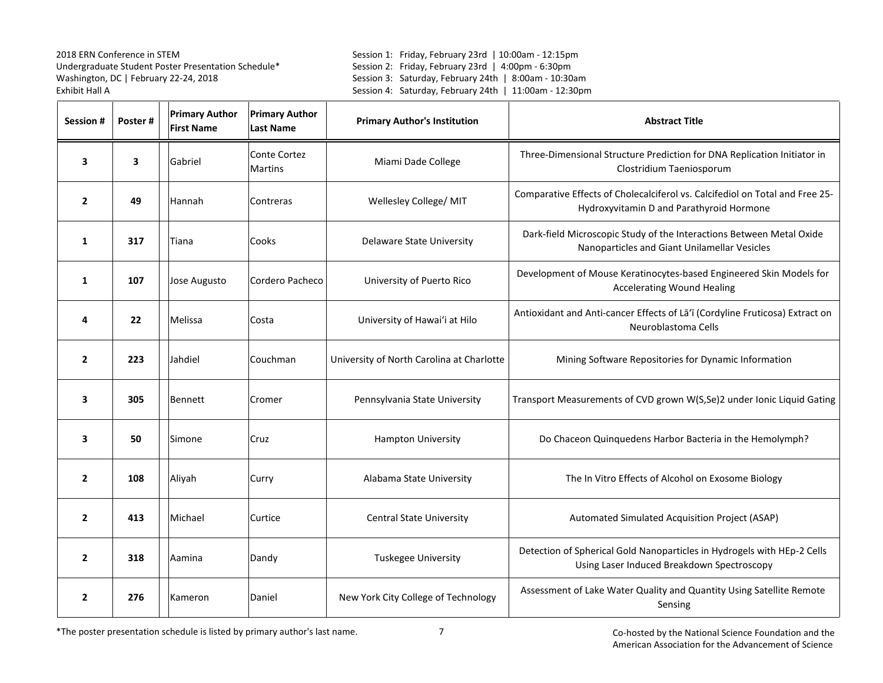2018 ERN Conference in STEM
Undergraduate Student Poster Presentation Schedule*
Washington, DC | February 22-24, 2018
Exhibit Hall A

Session 1: Friday, February 23rd | 10:00am - 12:15pm
Session 2: Friday, February 23rd | 4:00pm - 6:30pm
Session 3: Saturday, February 24th | 8:00am - 10:30am
Session 4: Saturday, February 24th | 11:00am - 12:30pm

| Session # | Poster # | Primary Author First Name | Primary Author Last Name | Primary Author's Institution | Abstract Title |
|---|---|---|---|---|---|
| 3 | 3 | Gabriel | Conte Cortez Martins | Miami Dade College | Three-Dimensional Structure Prediction for DNA Replication Initiator in Clostridium Taeniosporum |
| 2 | 49 | Hannah | Contreras | Wellesley College/ MIT | Comparative Effects of Cholecalciferol vs. Calcifediol on Total and Free 25-Hydroxyvitamin D and Parathyroid Hormone |
| 1 | 317 | Tiana | Cooks | Delaware State University | Dark-field Microscopic Study of the Interactions Between Metal Oxide Nanoparticles and Giant Unilamellar Vesicles |
| 1 | 107 | Jose Augusto | Cordero Pacheco | University of Puerto Rico | Development of Mouse Keratinocytes-based Engineered Skin Models for Accelerating Wound Healing |
| 4 | 22 | Melissa | Costa | University of Hawai'i at Hilo | Antioxidant and Anti-cancer Effects of Lā'ī (Cordyline Fruticosa) Extract on Neuroblastoma Cells |
| 2 | 223 | Jahdiel | Couchman | University of North Carolina at Charlotte | Mining Software Repositories for Dynamic Information |
| 3 | 305 | Bennett | Cromer | Pennsylvania State University | Transport Measurements of CVD grown W(S,Se)2 under Ionic Liquid Gating |
| 3 | 50 | Simone | Cruz | Hampton University | Do Chaceon Quinquedens Harbor Bacteria in the Hemolymph? |
| 2 | 108 | Aliyah | Curry | Alabama State University | The In Vitro Effects of Alcohol on Exosome Biology |
| 2 | 413 | Michael | Curtice | Central State University | Automated Simulated Acquisition Project (ASAP) |
| 2 | 318 | Aamina | Dandy | Tuskegee University | Detection of Spherical Gold Nanoparticles in Hydrogels with HEp-2 Cells Using Laser Induced Breakdown Spectroscopy |
| 2 | 276 | Kameron | Daniel | New York City College of Technology | Assessment of Lake Water Quality and Quantity Using Satellite Remote Sensing |

*The poster presentation schedule is listed by primary author's last name.

Co-hosted by the National Science Foundation and the American Association for the Advancement of Science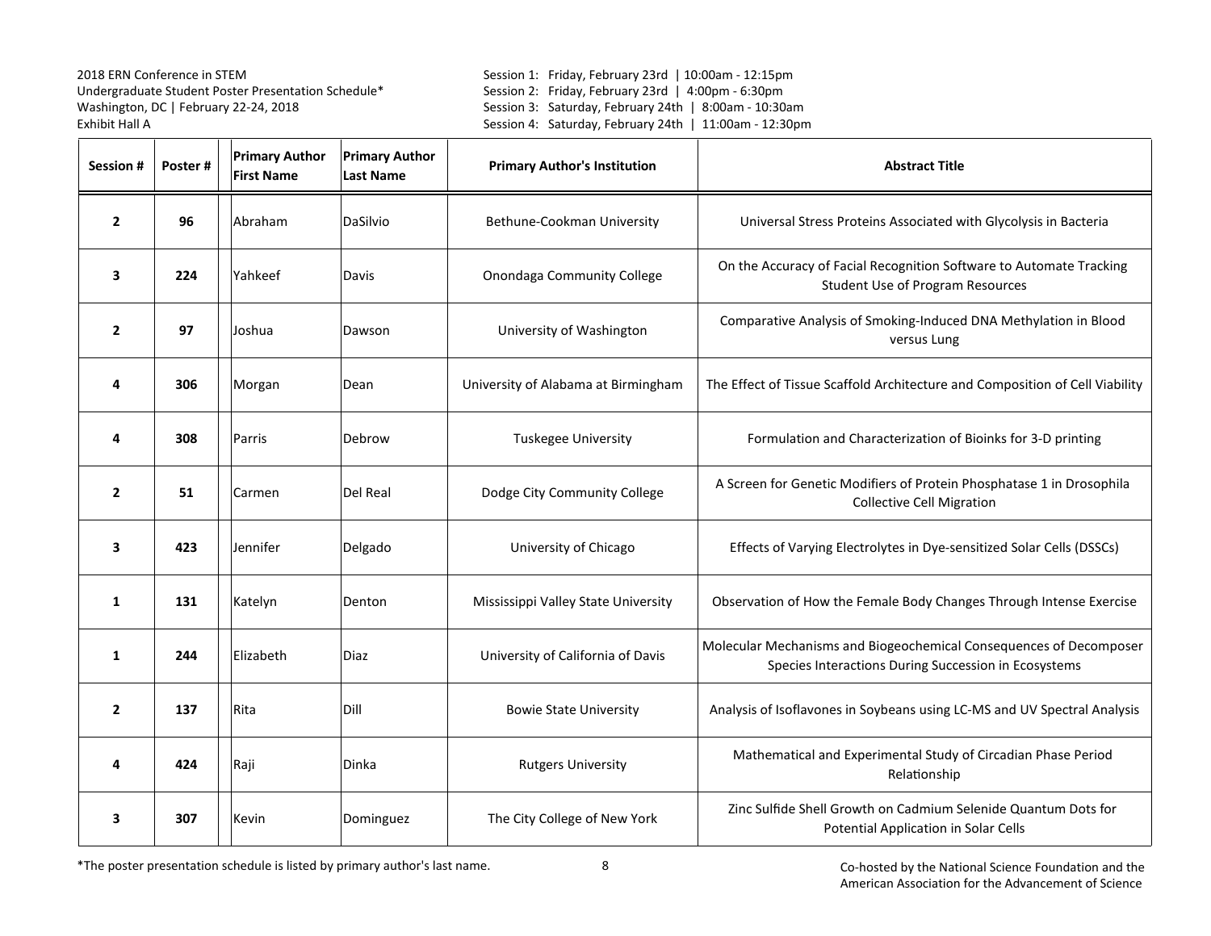2018 ERN Conference in STEM
Undergraduate Student Poster Presentation Schedule*
Washington, DC | February 22-24, 2018
Exhibit Hall A

Session 1: Friday, February 23rd | 10:00am - 12:15pm
Session 2: Friday, February 23rd | 4:00pm - 6:30pm
Session 3: Saturday, February 24th | 8:00am - 10:30am
Session 4: Saturday, February 24th | 11:00am - 12:30pm

| Session # | Poster # | Primary Author First Name | Primary Author Last Name | Primary Author's Institution | Abstract Title |
|---|---|---|---|---|---|
| **2** | **96** | Abraham | DaSilvio | Bethune-Cookman University | Universal Stress Proteins Associated with Glycolysis in Bacteria |
| **3** | **224** | Yahkeef | Davis | Onondaga Community College | On the Accuracy of Facial Recognition Software to Automate Tracking Student Use of Program Resources |
| **2** | **97** | Joshua | Dawson | University of Washington | Comparative Analysis of Smoking-Induced DNA Methylation in Blood versus Lung |
| **4** | **306** | Morgan | Dean | University of Alabama at Birmingham | The Effect of Tissue Scaffold Architecture and Composition of Cell Viability |
| **4** | **308** | Parris | Debrow | Tuskegee University | Formulation and Characterization of Bioinks for 3-D printing |
| **2** | **51** | Carmen | Del Real | Dodge City Community College | A Screen for Genetic Modifiers of Protein Phosphatase 1 in Drosophila Collective Cell Migration |
| **3** | **423** | Jennifer | Delgado | University of Chicago | Effects of Varying Electrolytes in Dye-sensitized Solar Cells (DSSCs) |
| **1** | **131** | Katelyn | Denton | Mississippi Valley State University | Observation of How the Female Body Changes Through Intense Exercise |
| **1** | **244** | Elizabeth | Diaz | University of California of Davis | Molecular Mechanisms and Biogeochemical Consequences of Decomposer Species Interactions During Succession in Ecosystems |
| **2** | **137** | Rita | Dill | Bowie State University | Analysis of Isoflavones in Soybeans using LC-MS and UV Spectral Analysis |
| **4** | **424** | Raji | Dinka | Rutgers University | Mathematical and Experimental Study of Circadian Phase Period Relationship |
| **3** | **307** | Kevin | Dominguez | The City College of New York | Zinc Sulfide Shell Growth on Cadmium Selenide Quantum Dots for Potential Application in Solar Cells |

*The poster presentation schedule is listed by primary author's last name.

Co-hosted by the National Science Foundation and the American Association for the Advancement of Science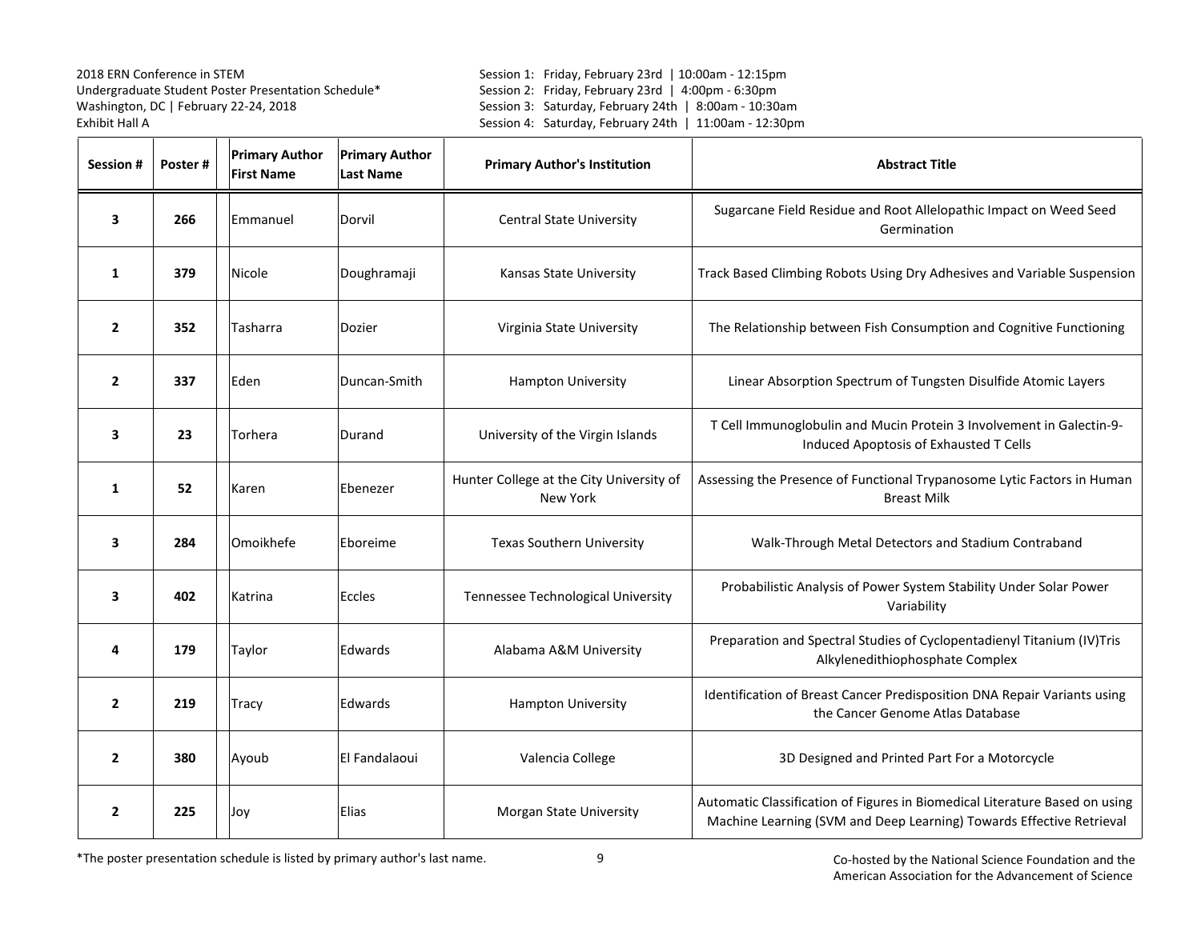2018 ERN Conference in STEM
Undergraduate Student Poster Presentation Schedule*
Washington, DC | February 22-24, 2018
Exhibit Hall A

Session 1: Friday, February 23rd | 10:00am - 12:15pm
Session 2: Friday, February 23rd | 4:00pm - 6:30pm
Session 3: Saturday, February 24th | 8:00am - 10:30am
Session 4: Saturday, February 24th | 11:00am - 12:30pm

| Session # | Poster # | Primary Author First Name | Primary Author Last Name | Primary Author's Institution | Abstract Title |
|---|---|---|---|---|---|
| 3 | 266 | Emmanuel | Dorvil | Central State University | Sugarcane Field Residue and Root Allelopathic Impact on Weed Seed Germination |
| 1 | 379 | Nicole | Doughramaji | Kansas State University | Track Based Climbing Robots Using Dry Adhesives and Variable Suspension |
| 2 | 352 | Tasharra | Dozier | Virginia State University | The Relationship between Fish Consumption and Cognitive Functioning |
| 2 | 337 | Eden | Duncan-Smith | Hampton University | Linear Absorption Spectrum of Tungsten Disulfide Atomic Layers |
| 3 | 23 | Torhera | Durand | University of the Virgin Islands | T Cell Immunoglobulin and Mucin Protein 3 Involvement in Galectin-9-Induced Apoptosis of Exhausted T Cells |
| 1 | 52 | Karen | Ebenezer | Hunter College at the City University of New York | Assessing the Presence of Functional Trypanosome Lytic Factors in Human Breast Milk |
| 3 | 284 | Omoikhefe | Eboreime | Texas Southern University | Walk-Through Metal Detectors and Stadium Contraband |
| 3 | 402 | Katrina | Eccles | Tennessee Technological University | Probabilistic Analysis of Power System Stability Under Solar Power Variability |
| 4 | 179 | Taylor | Edwards | Alabama A&M University | Preparation and Spectral Studies of Cyclopentadienyl Titanium (IV)Tris Alkylenedithiophosphate Complex |
| 2 | 219 | Tracy | Edwards | Hampton University | Identification of Breast Cancer Predisposition DNA Repair Variants using the Cancer Genome Atlas Database |
| 2 | 380 | Ayoub | El Fandalaoui | Valencia College | 3D Designed and Printed Part For a Motorcycle |
| 2 | 225 | Joy | Elias | Morgan State University | Automatic Classification of Figures in Biomedical Literature Based on using Machine Learning (SVM and Deep Learning) Towards Effective Retrieval |

*The poster presentation schedule is listed by primary author's last name.

Co-hosted by the National Science Foundation and the American Association for the Advancement of Science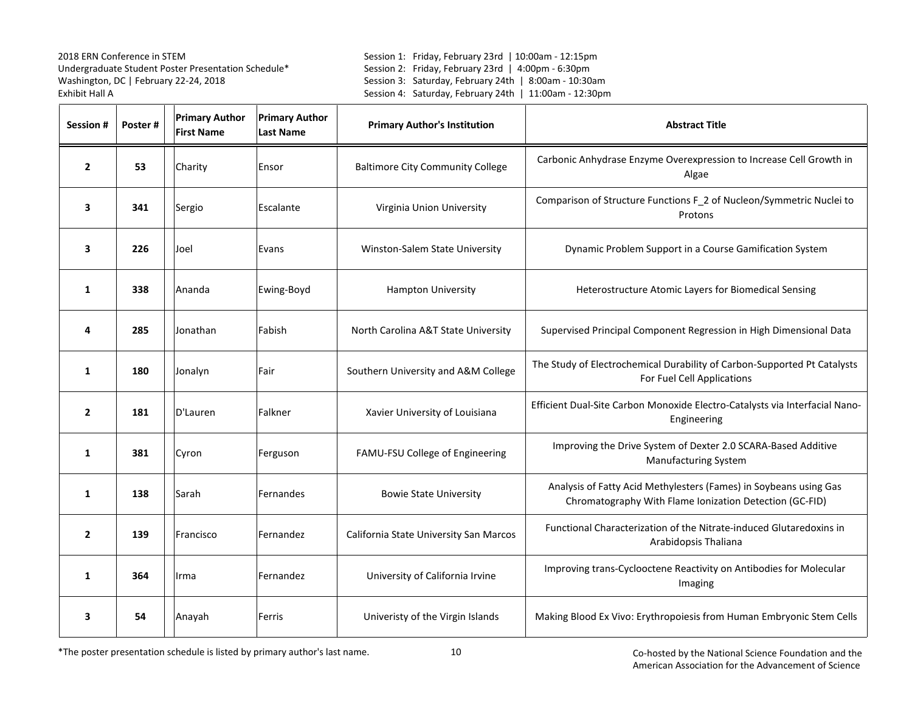2018 ERN Conference in STEM
Undergraduate Student Poster Presentation Schedule*
Washington, DC | February 22-24, 2018
Exhibit Hall A

Session 1: Friday, February 23rd | 10:00am - 12:15pm
Session 2: Friday, February 23rd | 4:00pm - 6:30pm
Session 3: Saturday, February 24th | 8:00am - 10:30am
Session 4: Saturday, February 24th | 11:00am - 12:30pm

| Session # | Poster # | Primary Author First Name | Primary Author Last Name | Primary Author's Institution | Abstract Title |
|---|---|---|---|---|---|
| **2** | **53** | Charity | Ensor | Baltimore City Community College | Carbonic Anhydrase Enzyme Overexpression to Increase Cell Growth in Algae |
| **3** | **341** | Sergio | Escalante | Virginia Union University | Comparison of Structure Functions F_2 of Nucleon/Symmetric Nuclei to Protons |
| **3** | **226** | Joel | Evans | Winston-Salem State University | Dynamic Problem Support in a Course Gamification System |
| **1** | **338** | Ananda | Ewing-Boyd | Hampton University | Heterostructure Atomic Layers for Biomedical Sensing |
| **4** | **285** | Jonathan | Fabish | North Carolina A&T State University | Supervised Principal Component Regression in High Dimensional Data |
| **1** | **180** | Jonalyn | Fair | Southern University and A&M College | The Study of Electrochemical Durability of Carbon-Supported Pt Catalysts For Fuel Cell Applications |
| **2** | **181** | D'Lauren | Falkner | Xavier University of Louisiana | Efficient Dual-Site Carbon Monoxide Electro-Catalysts via Interfacial Nano-Engineering |
| **1** | **381** | Cyron | Ferguson | FAMU-FSU College of Engineering | Improving the Drive System of Dexter 2.0 SCARA-Based Additive Manufacturing System |
| **1** | **138** | Sarah | Fernandes | Bowie State University | Analysis of Fatty Acid Methylesters (Fames) in Soybeans using Gas Chromatography With Flame Ionization Detection (GC-FID) |
| **2** | **139** | Francisco | Fernandez | California State University San Marcos | Functional Characterization of the Nitrate-induced Glutaredoxins in Arabidopsis Thaliana |
| **1** | **364** | Irma | Fernandez | University of California Irvine | Improving trans-Cyclooctene Reactivity on Antibodies for Molecular Imaging |
| **3** | **54** | Anayah | Ferris | Univeristy of the Virgin Islands | Making Blood Ex Vivo: Erythropoiesis from Human Embryonic Stem Cells |

*The poster presentation schedule is listed by primary author's last name.

Co-hosted by the National Science Foundation and the American Association for the Advancement of Science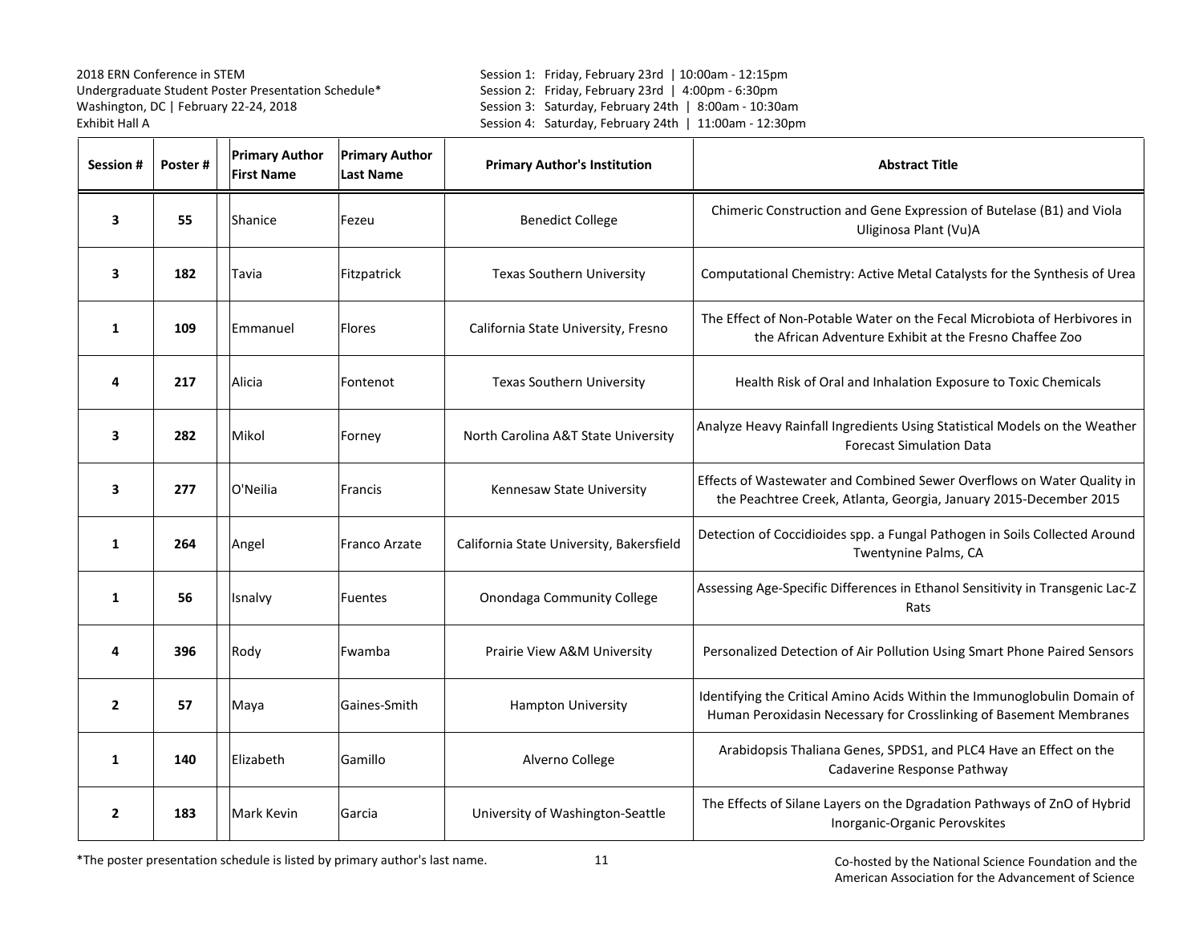2018 ERN Conference in STEM
Undergraduate Student Poster Presentation Schedule*
Washington, DC | February 22-24, 2018
Exhibit Hall A

Session 1: Friday, February 23rd | 10:00am - 12:15pm
Session 2: Friday, February 23rd | 4:00pm - 6:30pm
Session 3: Saturday, February 24th | 8:00am - 10:30am
Session 4: Saturday, February 24th | 11:00am - 12:30pm

| Session # | Poster # | Primary Author First Name | Primary Author Last Name | Primary Author's Institution | Abstract Title |
|---|---|---|---|---|---|
| 3 | 55 | Shanice | Fezeu | Benedict College | Chimeric Construction and Gene Expression of Butelase (B1) and Viola Uliginosa Plant (Vu)A |
| 3 | 182 | Tavia | Fitzpatrick | Texas Southern University | Computational Chemistry: Active Metal Catalysts for the Synthesis of Urea |
| 1 | 109 | Emmanuel | Flores | California State University, Fresno | The Effect of Non-Potable Water on the Fecal Microbiota of Herbivores in the African Adventure Exhibit at the Fresno Chaffee Zoo |
| 4 | 217 | Alicia | Fontenot | Texas Southern University | Health Risk of Oral and Inhalation Exposure to Toxic Chemicals |
| 3 | 282 | Mikol | Forney | North Carolina A&T State University | Analyze Heavy Rainfall Ingredients Using Statistical Models on the Weather Forecast Simulation Data |
| 3 | 277 | O'Neilia | Francis | Kennesaw State University | Effects of Wastewater and Combined Sewer Overflows on Water Quality in the Peachtree Creek, Atlanta, Georgia, January 2015-December 2015 |
| 1 | 264 | Angel | Franco Arzate | California State University, Bakersfield | Detection of Coccidioides spp. a Fungal Pathogen in Soils Collected Around Twentynine Palms, CA |
| 1 | 56 | Isnalvy | Fuentes | Onondaga Community College | Assessing Age-Specific Differences in Ethanol Sensitivity in Transgenic Lac-Z Rats |
| 4 | 396 | Rody | Fwamba | Prairie View A&M University | Personalized Detection of Air Pollution Using Smart Phone Paired Sensors |
| 2 | 57 | Maya | Gaines-Smith | Hampton University | Identifying the Critical Amino Acids Within the Immunoglobulin Domain of Human Peroxidasin Necessary for Crosslinking of Basement Membranes |
| 1 | 140 | Elizabeth | Gamillo | Alverno College | Arabidopsis Thaliana Genes, SPDS1, and PLC4 Have an Effect on the Cadaverine Response Pathway |
| 2 | 183 | Mark Kevin | Garcia | University of Washington-Seattle | The Effects of Silane Layers on the Dgradation Pathways of ZnO of Hybrid Inorganic-Organic Perovskites |

*The poster presentation schedule is listed by primary author's last name.

Co-hosted by the National Science Foundation and the American Association for the Advancement of Science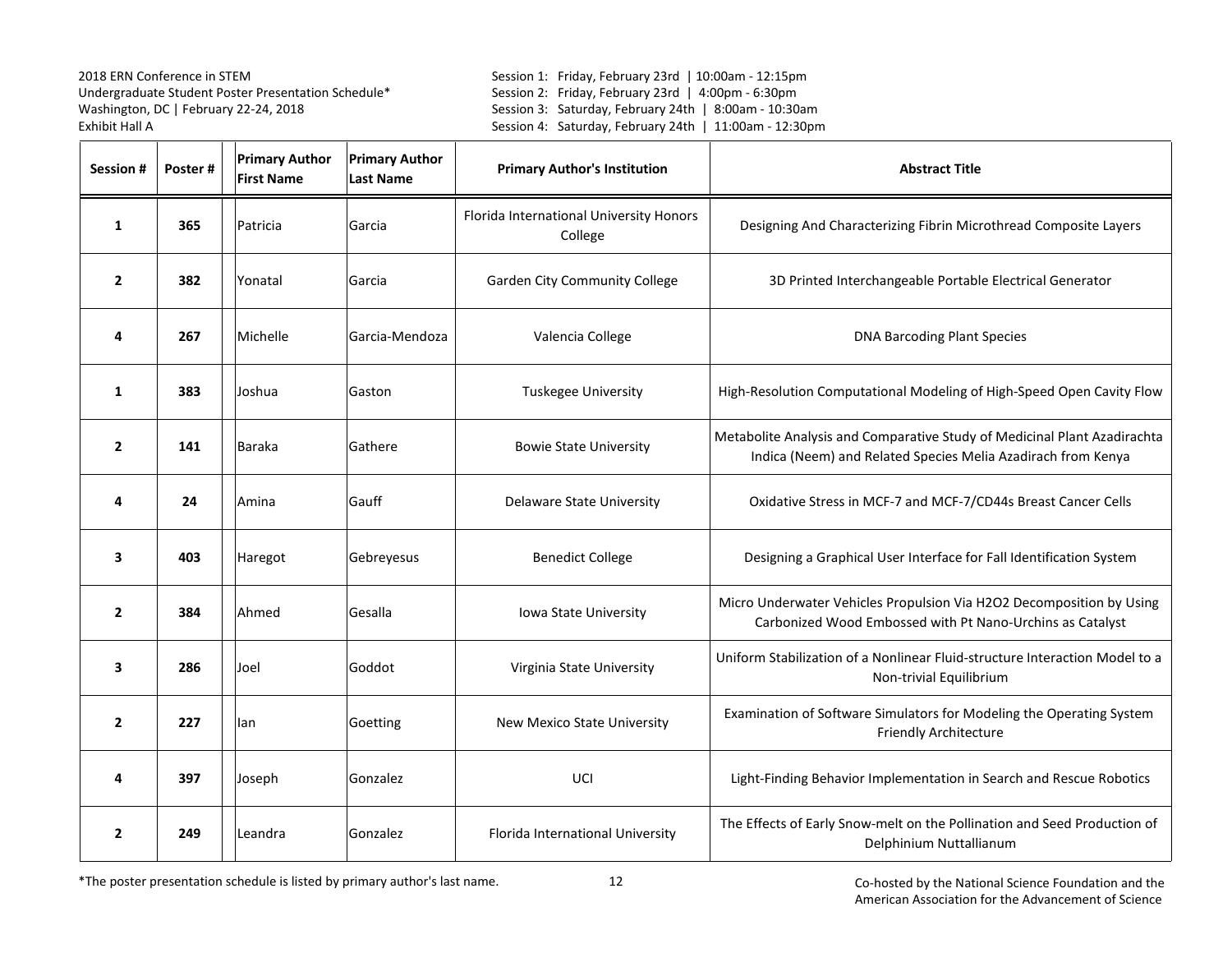2018 ERN Conference in STEM
Undergraduate Student Poster Presentation Schedule*
Washington, DC | February 22-24, 2018
Exhibit Hall A

Session 1: Friday, February 23rd | 10:00am - 12:15pm
Session 2: Friday, February 23rd | 4:00pm - 6:30pm
Session 3: Saturday, February 24th | 8:00am - 10:30am
Session 4: Saturday, February 24th | 11:00am - 12:30pm

| Session # | Poster # | Primary Author First Name | Primary Author Last Name | Primary Author's Institution | Abstract Title |
|---|---|---|---|---|---|
| **1** | **365** | Patricia | Garcia | Florida International University Honors College | Designing And Characterizing Fibrin Microthread Composite Layers |
| **2** | **382** | Yonatal | Garcia | Garden City Community College | 3D Printed Interchangeable Portable Electrical Generator |
| **4** | **267** | Michelle | Garcia-Mendoza | Valencia College | DNA Barcoding Plant Species |
| **1** | **383** | Joshua | Gaston | Tuskegee University | High-Resolution Computational Modeling of High-Speed Open Cavity Flow |
| **2** | **141** | Baraka | Gathere | Bowie State University | Metabolite Analysis and Comparative Study of Medicinal Plant Azadirachta Indica (Neem) and Related Species Melia Azadirach from Kenya |
| **4** | **24** | Amina | Gauff | Delaware State University | Oxidative Stress in MCF-7 and MCF-7/CD44s Breast Cancer Cells |
| **3** | **403** | Haregot | Gebreyesus | Benedict College | Designing a Graphical User Interface for Fall Identification System |
| **2** | **384** | Ahmed | Gesalla | Iowa State University | Micro Underwater Vehicles Propulsion Via H2O2 Decomposition by Using Carbonized Wood Embossed with Pt Nano-Urchins as Catalyst |
| **3** | **286** | Joel | Goddot | Virginia State University | Uniform Stabilization of a Nonlinear Fluid-structure Interaction Model to a Non-trivial Equilibrium |
| **2** | **227** | Ian | Goetting | New Mexico State University | Examination of Software Simulators for Modeling the Operating System Friendly Architecture |
| **4** | **397** | Joseph | Gonzalez | UCI | Light-Finding Behavior Implementation in Search and Rescue Robotics |
| **2** | **249** | Leandra | Gonzalez | Florida International University | The Effects of Early Snow-melt on the Pollination and Seed Production of Delphinium Nuttallianum |

*The poster presentation schedule is listed by primary author's last name.

Co-hosted by the National Science Foundation and the American Association for the Advancement of Science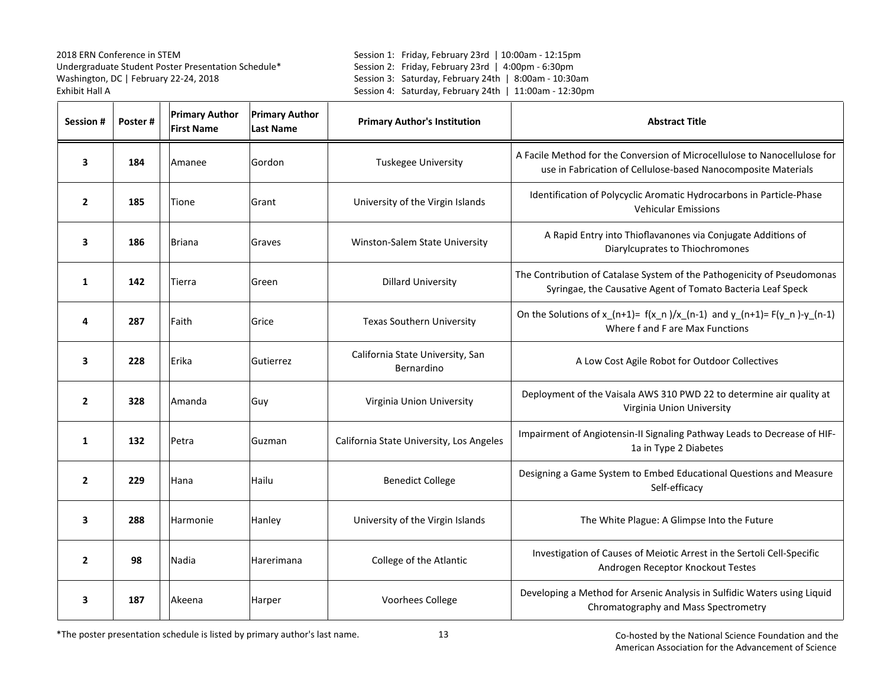2018 ERN Conference in STEM
Undergraduate Student Poster Presentation Schedule*
Washington, DC | February 22-24, 2018
Exhibit Hall A

Session 1: Friday, February 23rd | 10:00am - 12:15pm
Session 2: Friday, February 23rd | 4:00pm - 6:30pm
Session 3: Saturday, February 24th | 8:00am - 10:30am
Session 4: Saturday, February 24th | 11:00am - 12:30pm

| Session # | Poster # | Primary Author First Name | Primary Author Last Name | Primary Author's Institution | Abstract Title |
|---|---|---|---|---|---|
| 3 | 184 | Amanee | Gordon | Tuskegee University | A Facile Method for the Conversion of Microcellulose to Nanocellulose for use in Fabrication of Cellulose-based Nanocomposite Materials |
| 2 | 185 | Tione | Grant | University of the Virgin Islands | Identification of Polycyclic Aromatic Hydrocarbons in Particle-Phase Vehicular Emissions |
| 3 | 186 | Briana | Graves | Winston-Salem State University | A Rapid Entry into Thioflavanones via Conjugate Additions of Diarylcuprates to Thiochromones |
| 1 | 142 | Tierra | Green | Dillard University | The Contribution of Catalase System of the Pathogenicity of Pseudomonas Syringae, the Causative Agent of Tomato Bacteria Leaf Speck |
| 4 | 287 | Faith | Grice | Texas Southern University | On the Solutions of $x_{(n+1)}= f(x_n)/x_{(n-1)}$ and $y_{(n+1)}= F(y_n)-y_{(n-1)}$ Where f and F are Max Functions |
| 3 | 228 | Erika | Gutierrez | California State University, San Bernardino | A Low Cost Agile Robot for Outdoor Collectives |
| 2 | 328 | Amanda | Guy | Virginia Union University | Deployment of the Vaisala AWS 310 PWD 22 to determine air quality at Virginia Union University |
| 1 | 132 | Petra | Guzman | California State University, Los Angeles | Impairment of Angiotensin-II Signaling Pathway Leads to Decrease of HIF-1a in Type 2 Diabetes |
| 2 | 229 | Hana | Hailu | Benedict College | Designing a Game System to Embed Educational Questions and Measure Self-efficacy |
| 3 | 288 | Harmonie | Hanley | University of the Virgin Islands | The White Plague: A Glimpse Into the Future |
| 2 | 98 | Nadia | Harerimana | College of the Atlantic | Investigation of Causes of Meiotic Arrest in the Sertoli Cell-Specific Androgen Receptor Knockout Testes |
| 3 | 187 | Akeena | Harper | Voorhees College | Developing a Method for Arsenic Analysis in Sulfidic Waters using Liquid Chromatography and Mass Spectrometry |

*The poster presentation schedule is listed by primary author's last name.

Co-hosted by the National Science Foundation and the American Association for the Advancement of Science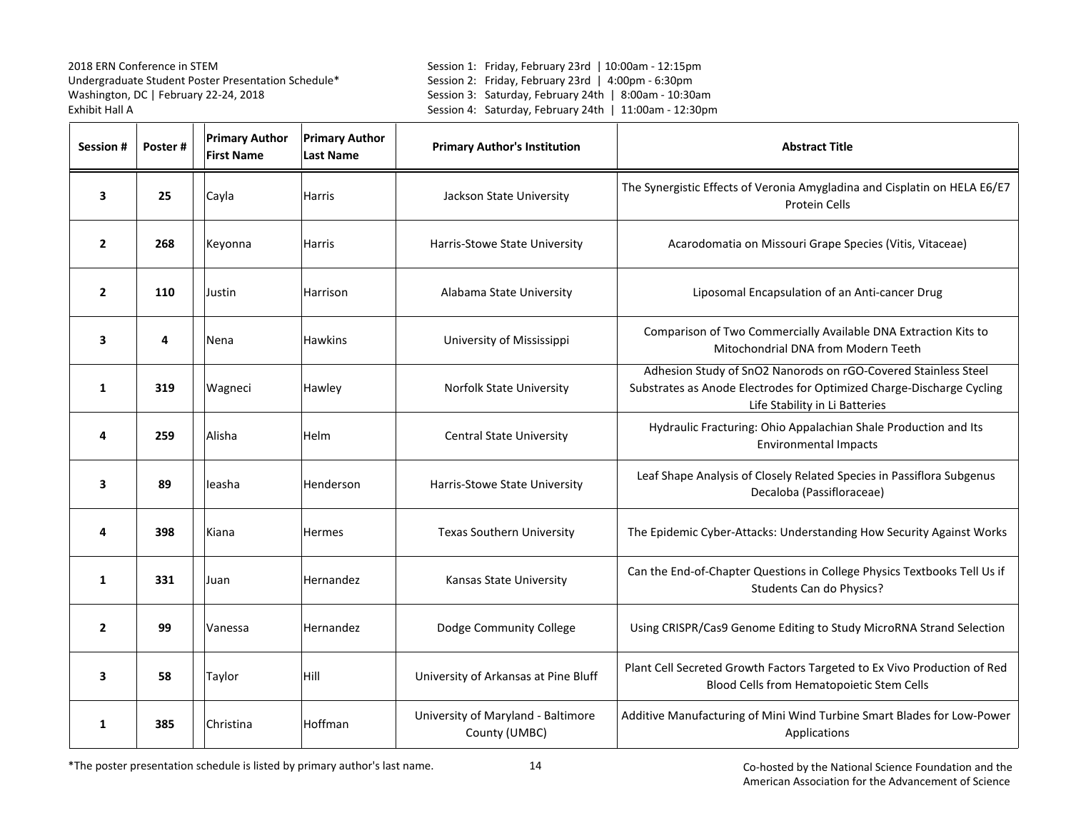| Session # | Poster # | Primary Author First Name | Primary Author Last Name | Primary Author's Institution | Abstract Title |
|---|---|---|---|---|---|
| 3 | 25 | Cayla | Harris | Jackson State University | The Synergistic Effects of Veronia Amygladina and Cisplatin on HELA E6/E7 Protein Cells |
| 2 | 268 | Keyonna | Harris | Harris-Stowe State University | Acarodomatia on Missouri Grape Species (Vitis, Vitaceae) |
| 2 | 110 | Justin | Harrison | Alabama State University | Liposomal Encapsulation of an Anti-cancer Drug |
| 3 | 4 | Nena | Hawkins | University of Mississippi | Comparison of Two Commercially Available DNA Extraction Kits to Mitochondrial DNA from Modern Teeth |
| 1 | 319 | Wagneci | Hawley | Norfolk State University | Adhesion Study of $SnO_2$ Nanorods on rGO-Covered Stainless Steel Substrates as Anode Electrodes for Optimized Charge-Discharge Cycling Life Stability in Li Batteries |
| 4 | 259 | Alisha | Helm | Central State University | Hydraulic Fracturing: Ohio Appalachian Shale Production and Its Environmental Impacts |
| 3 | 89 | Ieasha | Henderson | Harris-Stowe State University | Leaf Shape Analysis of Closely Related Species in Passiflora Subgenus Decaloba (Passifloraceae) |
| 4 | 398 | Kiana | Hermes | Texas Southern University | The Epidemic Cyber-Attacks: Understanding How Security Against Works |
| 1 | 331 | Juan | Hernandez | Kansas State University | Can the End-of-Chapter Questions in College Physics Textbooks Tell Us if Students Can do Physics? |
| 2 | 99 | Vanessa | Hernandez | Dodge Community College | Using CRISPR/Cas9 Genome Editing to Study MicroRNA Strand Selection |
| 3 | 58 | Taylor | Hill | University of Arkansas at Pine Bluff | Plant Cell Secreted Growth Factors Targeted to Ex Vivo Production of Red Blood Cells from Hematopoietic Stem Cells |
| 1 | 385 | Christina | Hoffman | University of Maryland - Baltimore County (UMBC) | Additive Manufacturing of Mini Wind Turbine Smart Blades for Low-Power Applications |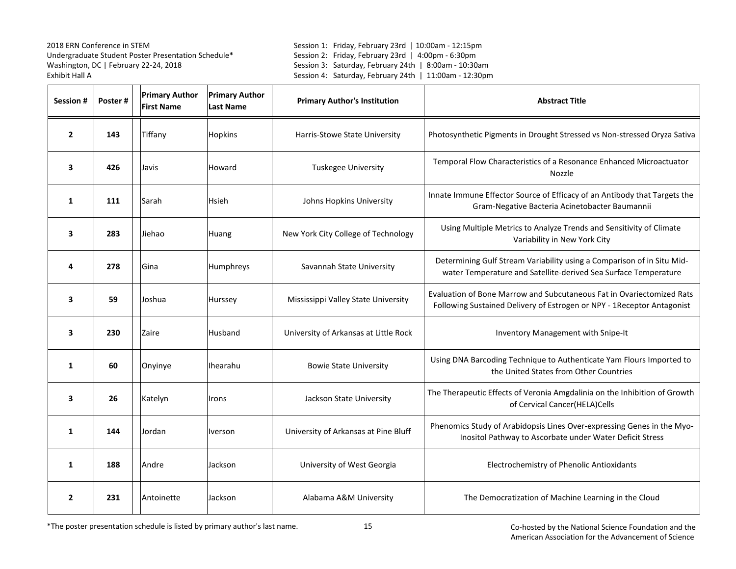2018 ERN Conference in STEM
Undergraduate Student Poster Presentation Schedule*
Washington, DC | February 22-24, 2018
Exhibit Hall A

Session 1: Friday, February 23rd | 10:00am - 12:15pm
Session 2: Friday, February 23rd | 4:00pm - 6:30pm
Session 3: Saturday, February 24th | 8:00am - 10:30am
Session 4: Saturday, February 24th | 11:00am - 12:30pm

| Session # | Poster # | Primary Author First Name | Primary Author Last Name | Primary Author's Institution | Abstract Title |
|---|---|---|---|---|---|
| 2 | 143 | Tiffany | Hopkins | Harris-Stowe State University | Photosynthetic Pigments in Drought Stressed vs Non-stressed Oryza Sativa |
| 3 | 426 | Javis | Howard | Tuskegee University | Temporal Flow Characteristics of a Resonance Enhanced Microactuator Nozzle |
| 1 | 111 | Sarah | Hsieh | Johns Hopkins University | Innate Immune Effector Source of Efficacy of an Antibody that Targets the Gram-Negative Bacteria Acinetobacter Baumannii |
| 3 | 283 | Jiehao | Huang | New York City College of Technology | Using Multiple Metrics to Analyze Trends and Sensitivity of Climate Variability in New York City |
| 4 | 278 | Gina | Humphreys | Savannah State University | Determining Gulf Stream Variability using a Comparison of in Situ Mid-water Temperature and Satellite-derived Sea Surface Temperature |
| 3 | 59 | Joshua | Hurssey | Mississippi Valley State University | Evaluation of Bone Marrow and Subcutaneous Fat in Ovariectomized Rats Following Sustained Delivery of Estrogen or NPY - 1Receptor Antagonist |
| 3 | 230 | Zaire | Husband | University of Arkansas at Little Rock | Inventory Management with Snipe-It |
| 1 | 60 | Onyinye | Ihearahu | Bowie State University | Using DNA Barcoding Technique to Authenticate Yam Flours Imported to the United States from Other Countries |
| 3 | 26 | Katelyn | Irons | Jackson State University | The Therapeutic Effects of Veronia Amgdalinia on the Inhibition of Growth of Cervical Cancer(HELA)Cells |
| 1 | 144 | Jordan | Iverson | University of Arkansas at Pine Bluff | Phenomics Study of Arabidopsis Lines Over-expressing Genes in the Myo-Inositol Pathway to Ascorbate under Water Deficit Stress |
| 1 | 188 | Andre | Jackson | University of West Georgia | Electrochemistry of Phenolic Antioxidants |
| 2 | 231 | Antoinette | Jackson | Alabama A&M University | The Democratization of Machine Learning in the Cloud |

*The poster presentation schedule is listed by primary author's last name.

Co-hosted by the National Science Foundation and the American Association for the Advancement of Science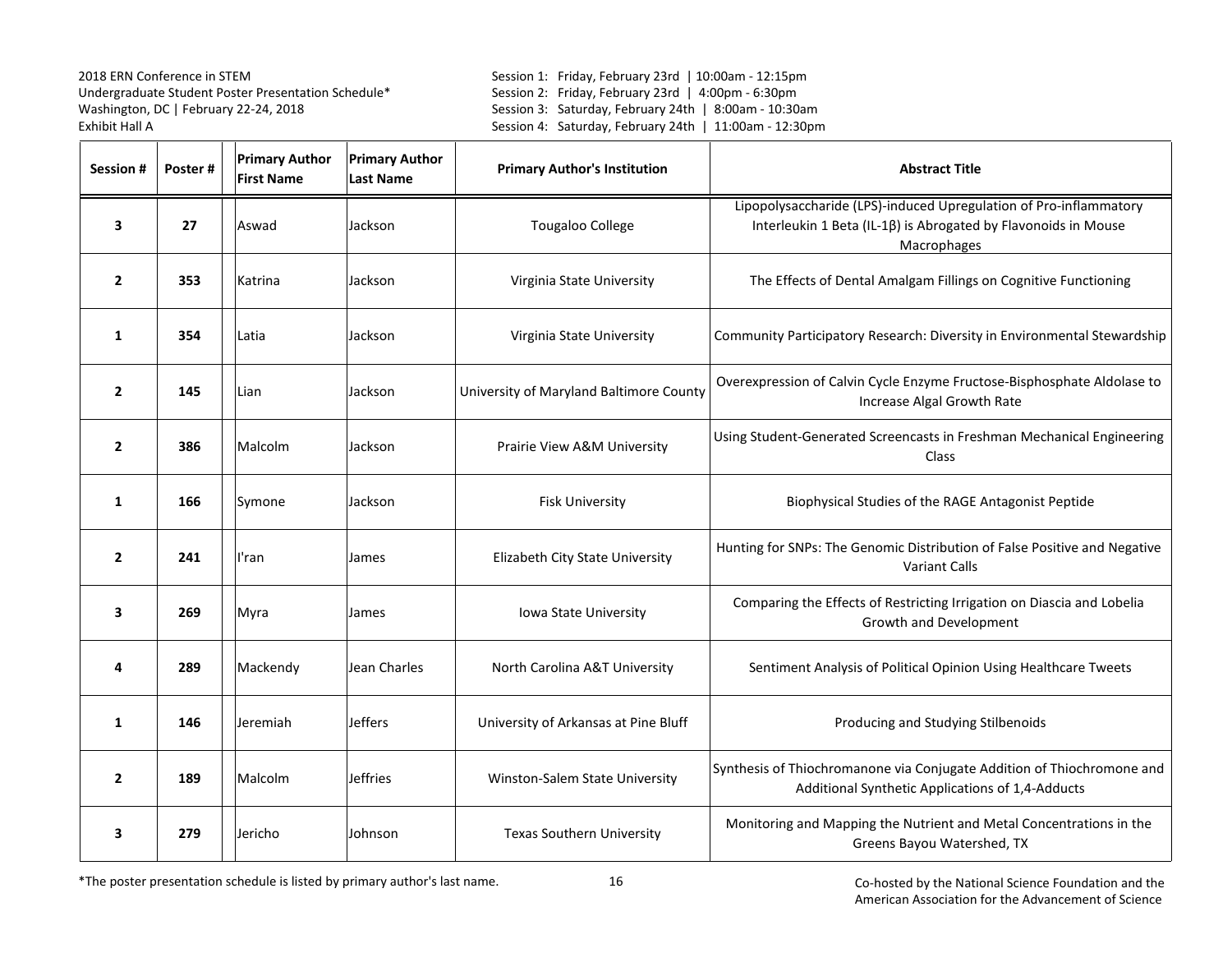2018 ERN Conference in STEM
Undergraduate Student Poster Presentation Schedule*
Washington, DC | February 22-24, 2018
Exhibit Hall A

Session 1: Friday, February 23rd | 10:00am - 12:15pm
Session 2: Friday, February 23rd | 4:00pm - 6:30pm
Session 3: Saturday, February 24th | 8:00am - 10:30am
Session 4: Saturday, February 24th | 11:00am - 12:30pm

| Session # | Poster # | Primary Author First Name | Primary Author Last Name | Primary Author's Institution | Abstract Title |
|---|---|---|---|---|---|
| 3 | 27 | Aswad | Jackson | Tougaloo College | Lipopolysaccharide (LPS)-induced Upregulation of Pro-inflammatory Interleukin 1 Beta (IL-1β) is Abrogated by Flavonoids in Mouse Macrophages |
| 2 | 353 | Katrina | Jackson | Virginia State University | The Effects of Dental Amalgam Fillings on Cognitive Functioning |
| 1 | 354 | Latia | Jackson | Virginia State University | Community Participatory Research: Diversity in Environmental Stewardship |
| 2 | 145 | Lian | Jackson | University of Maryland Baltimore County | Overexpression of Calvin Cycle Enzyme Fructose-Bisphosphate Aldolase to Increase Algal Growth Rate |
| 2 | 386 | Malcolm | Jackson | Prairie View A&M University | Using Student-Generated Screencasts in Freshman Mechanical Engineering Class |
| 1 | 166 | Symone | Jackson | Fisk University | Biophysical Studies of the RAGE Antagonist Peptide |
| 2 | 241 | I'ran | James | Elizabeth City State University | Hunting for SNPs: The Genomic Distribution of False Positive and Negative Variant Calls |
| 3 | 269 | Myra | James | Iowa State University | Comparing the Effects of Restricting Irrigation on Diascia and Lobelia Growth and Development |
| 4 | 289 | Mackendy | Jean Charles | North Carolina A&T University | Sentiment Analysis of Political Opinion Using Healthcare Tweets |
| 1 | 146 | Jeremiah | Jeffers | University of Arkansas at Pine Bluff | Producing and Studying Stilbenoids |
| 2 | 189 | Malcolm | Jeffries | Winston-Salem State University | Synthesis of Thiochromanone via Conjugate Addition of Thiochromone and Additional Synthetic Applications of 1,4-Adducts |
| 3 | 279 | Jericho | Johnson | Texas Southern University | Monitoring and Mapping the Nutrient and Metal Concentrations in the Greens Bayou Watershed, TX |

*The poster presentation schedule is listed by primary author's last name.

Co-hosted by the National Science Foundation and the American Association for the Advancement of Science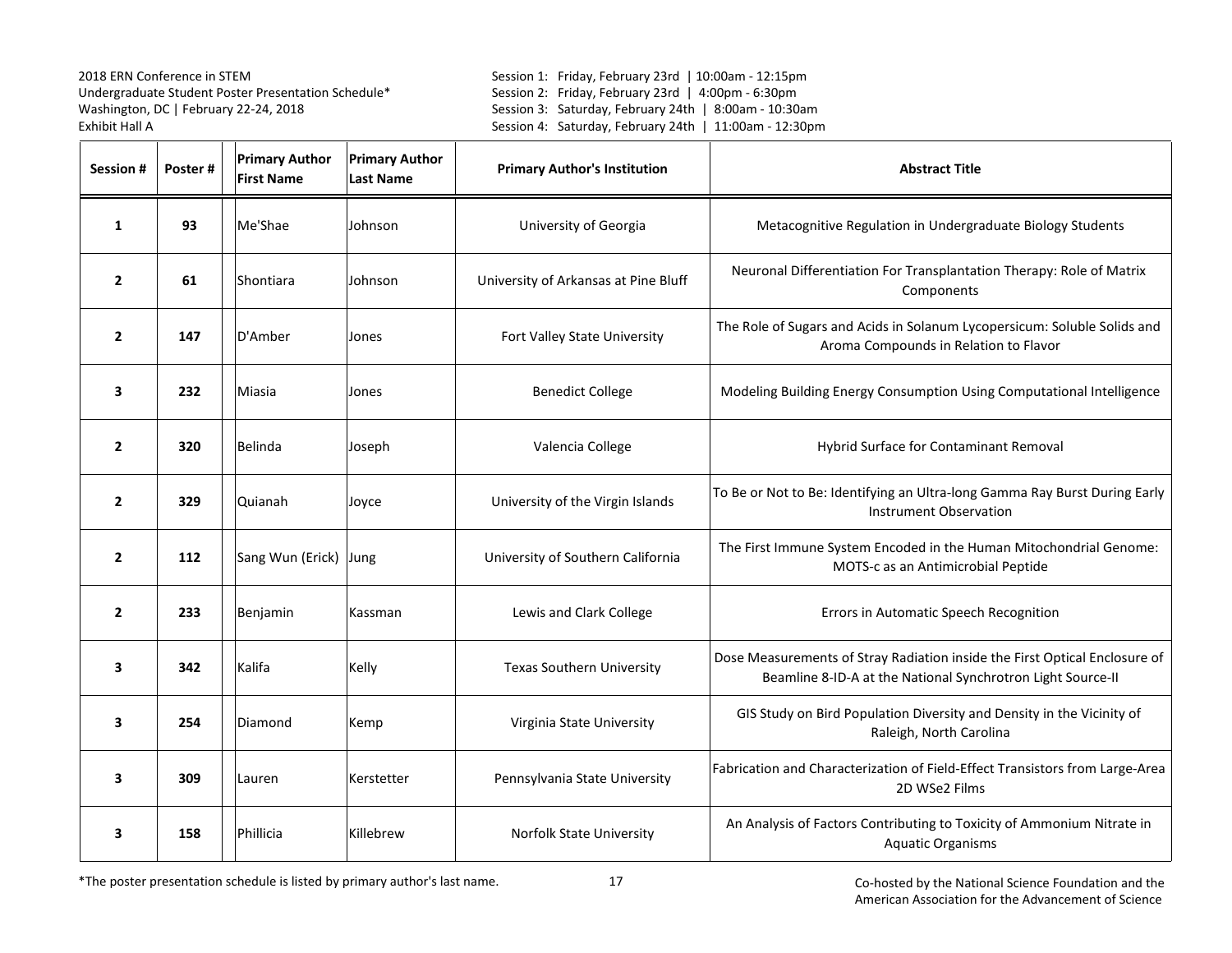2018 ERN Conference in STEM
Undergraduate Student Poster Presentation Schedule*
Washington, DC | February 22-24, 2018
Exhibit Hall A

Session 1: Friday, February 23rd | 10:00am - 12:15pm
Session 2: Friday, February 23rd | 4:00pm - 6:30pm
Session 3: Saturday, February 24th | 8:00am - 10:30am
Session 4: Saturday, February 24th | 11:00am - 12:30pm

| Session # | Poster # | Primary Author First Name | Primary Author Last Name | Primary Author's Institution | Abstract Title |
|---|---|---|---|---|---|
| 1 | 93 | Me'Shae | Johnson | University of Georgia | Metacognitive Regulation in Undergraduate Biology Students |
| 2 | 61 | Shontiara | Johnson | University of Arkansas at Pine Bluff | Neuronal Differentiation For Transplantation Therapy: Role of Matrix Components |
| 2 | 147 | D'Amber | Jones | Fort Valley State University | The Role of Sugars and Acids in Solanum Lycopersicum: Soluble Solids and Aroma Compounds in Relation to Flavor |
| 3 | 232 | Miasia | Jones | Benedict College | Modeling Building Energy Consumption Using Computational Intelligence |
| 2 | 320 | Belinda | Joseph | Valencia College | Hybrid Surface for Contaminant Removal |
| 2 | 329 | Quianah | Joyce | University of the Virgin Islands | To Be or Not to Be: Identifying an Ultra-long Gamma Ray Burst During Early Instrument Observation |
| 2 | 112 | Sang Wun (Erick) | Jung | University of Southern California | The First Immune System Encoded in the Human Mitochondrial Genome: MOTS-c as an Antimicrobial Peptide |
| 2 | 233 | Benjamin | Kassman | Lewis and Clark College | Errors in Automatic Speech Recognition |
| 3 | 342 | Kalifa | Kelly | Texas Southern University | Dose Measurements of Stray Radiation inside the First Optical Enclosure of Beamline 8-ID-A at the National Synchrotron Light Source-II |
| 3 | 254 | Diamond | Kemp | Virginia State University | GIS Study on Bird Population Diversity and Density in the Vicinity of Raleigh, North Carolina |
| 3 | 309 | Lauren | Kerstetter | Pennsylvania State University | Fabrication and Characterization of Field-Effect Transistors from Large-Area 2D $WSe_2$ Films |
| 3 | 158 | Phillicia | Killebrew | Norfolk State University | An Analysis of Factors Contributing to Toxicity of Ammonium Nitrate in Aquatic Organisms |

*The poster presentation schedule is listed by primary author's last name.

Co-hosted by the National Science Foundation and the American Association for the Advancement of Science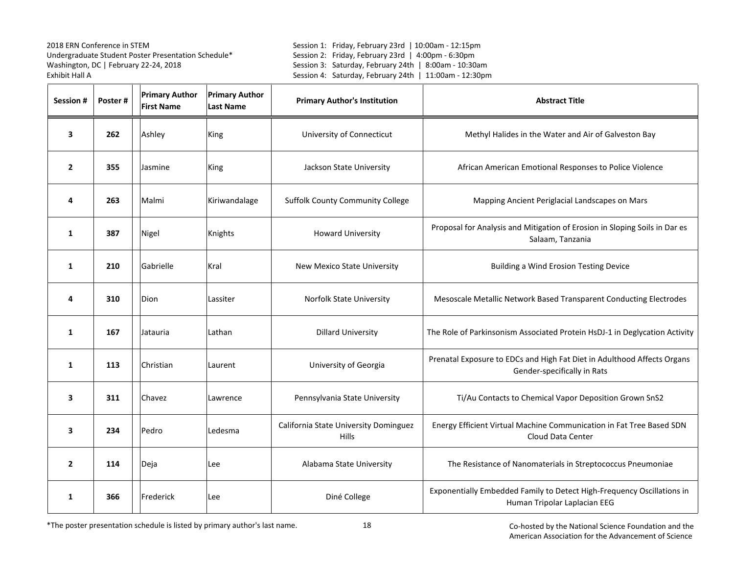| Session # | Poster # | Primary Author First Name | Primary Author Last Name | Primary Author's Institution | Abstract Title |
|---|---|---|---|---|---|
| 3 | 262 | Ashley | King | University of Connecticut | Methyl Halides in the Water and Air of Galveston Bay |
| 2 | 355 | Jasmine | King | Jackson State University | African American Emotional Responses to Police Violence |
| 4 | 263 | Malmi | Kiriwandalage | Suffolk County Community College | Mapping Ancient Periglacial Landscapes on Mars |
| 1 | 387 | Nigel | Knights | Howard University | Proposal for Analysis and Mitigation of Erosion in Sloping Soils in Dar es Salaam, Tanzania |
| 1 | 210 | Gabrielle | Kral | New Mexico State University | Building a Wind Erosion Testing Device |
| 4 | 310 | Dion | Lassiter | Norfolk State University | Mesoscale Metallic Network Based Transparent Conducting Electrodes |
| 1 | 167 | Jatauria | Lathan | Dillard University | The Role of Parkinsonism Associated Protein HsDJ-1 in Deglycation Activity |
| 1 | 113 | Christian | Laurent | University of Georgia | Prenatal Exposure to EDCs and High Fat Diet in Adulthood Affects Organs Gender-specifically in Rats |
| 3 | 311 | Chavez | Lawrence | Pennsylvania State University | Ti/Au Contacts to Chemical Vapor Deposition Grown $SnS_2$ |
| 3 | 234 | Pedro | Ledesma | California State University Dominguez Hills | Energy Efficient Virtual Machine Communication in Fat Tree Based SDN Cloud Data Center |
| 2 | 114 | Deja | Lee | Alabama State University | The Resistance of Nanomaterials in Streptococcus Pneumoniae |
| 1 | 366 | Frederick | Lee | Diné College | Exponentially Embedded Family to Detect High-Frequency Oscillations in Human Tripolar Laplacian EEG |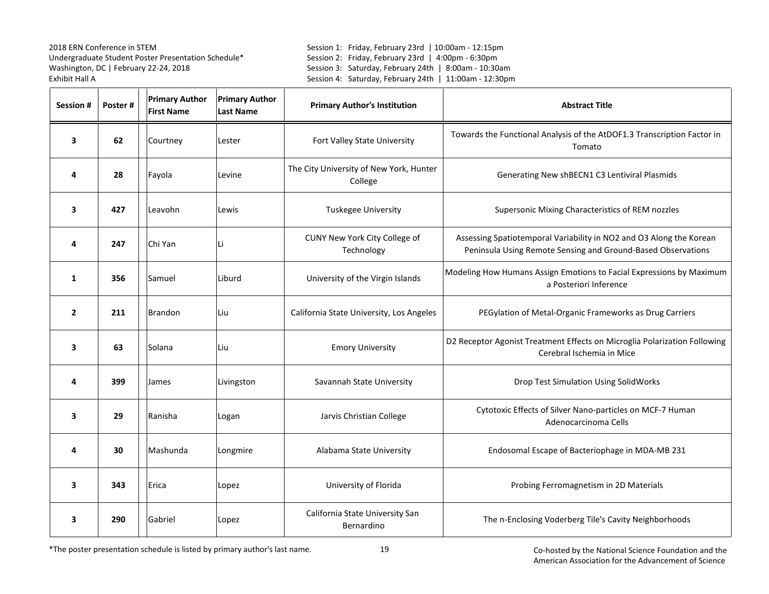2018 ERN Conference in STEM
Undergraduate Student Poster Presentation Schedule*
Washington, DC | February 22-24, 2018
Exhibit Hall A

Session 1: Friday, February 23rd | 10:00am - 12:15pm
Session 2: Friday, February 23rd | 4:00pm - 6:30pm
Session 3: Saturday, February 24th | 8:00am - 10:30am
Session 4: Saturday, February 24th | 11:00am - 12:30pm

| Session # | Poster # | Primary Author First Name | Primary Author Last Name | Primary Author's Institution | Abstract Title |
|---|---|---|---|---|---|
| 3 | 62 | Courtney | Lester | Fort Valley State University | Towards the Functional Analysis of the AtDOF1.3 Transcription Factor in Tomato |
| 4 | 28 | Fayola | Levine | The City University of New York, Hunter College | Generating New shBECN1 C3 Lentiviral Plasmids |
| 3 | 427 | Leavohn | Lewis | Tuskegee University | Supersonic Mixing Characteristics of REM nozzles |
| 4 | 247 | Chi Yan | Li | CUNY New York City College of Technology | Assessing Spatiotemporal Variability in NO2 and O3 Along the Korean Peninsula Using Remote Sensing and Ground-Based Observations |
| 1 | 356 | Samuel | Liburd | University of the Virgin Islands | Modeling How Humans Assign Emotions to Facial Expressions by Maximum a Posteriori Inference |
| 2 | 211 | Brandon | Liu | California State University, Los Angeles | PEGylation of Metal-Organic Frameworks as Drug Carriers |
| 3 | 63 | Solana | Liu | Emory University | D2 Receptor Agonist Treatment Effects on Microglia Polarization Following Cerebral Ischemia in Mice |
| 4 | 399 | James | Livingston | Savannah State University | Drop Test Simulation Using SolidWorks |
| 3 | 29 | Ranisha | Logan | Jarvis Christian College | Cytotoxic Effects of Silver Nano-particles on MCF-7 Human Adenocarcinoma Cells |
| 4 | 30 | Mashunda | Longmire | Alabama State University | Endosomal Escape of Bacteriophage in MDA-MB 231 |
| 3 | 343 | Erica | Lopez | University of Florida | Probing Ferromagnetism in 2D Materials |
| 3 | 290 | Gabriel | Lopez | California State University San Bernardino | The n-Enclosing Voderberg Tile's Cavity Neighborhoods |

*The poster presentation schedule is listed by primary author's last name.

Co-hosted by the National Science Foundation and the American Association for the Advancement of Science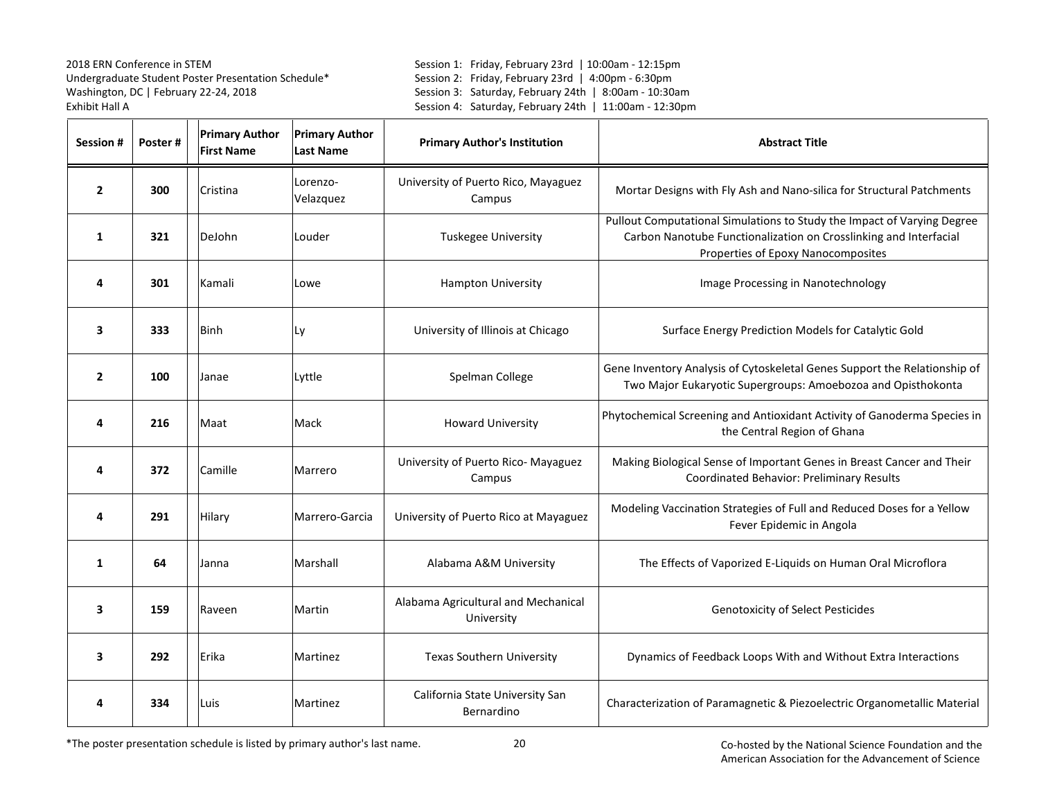2018 ERN Conference in STEM
Undergraduate Student Poster Presentation Schedule*
Washington, DC | February 22-24, 2018
Exhibit Hall A

Session 1: Friday, February 23rd | 10:00am - 12:15pm
Session 2: Friday, February 23rd | 4:00pm - 6:30pm
Session 3: Saturday, February 24th | 8:00am - 10:30am
Session 4: Saturday, February 24th | 11:00am - 12:30pm

| Session # | Poster # | Primary Author First Name | Primary Author Last Name | Primary Author's Institution | Abstract Title |
|---|---|---|---|---|---|
| 2 | 300 | Cristina | Lorenzo-Velazquez | University of Puerto Rico, Mayaguez Campus | Mortar Designs with Fly Ash and Nano-silica for Structural Patchments |
| 1 | 321 | DeJohn | Louder | Tuskegee University | Pullout Computational Simulations to Study the Impact of Varying Degree Carbon Nanotube Functionalization on Crosslinking and Interfacial Properties of Epoxy Nanocomposites |
| 4 | 301 | Kamali | Lowe | Hampton University | Image Processing in Nanotechnology |
| 3 | 333 | Binh | Ly | University of Illinois at Chicago | Surface Energy Prediction Models for Catalytic Gold |
| 2 | 100 | Janae | Lyttle | Spelman College | Gene Inventory Analysis of Cytoskeletal Genes Support the Relationship of Two Major Eukaryotic Supergroups: Amoebozoa and Opisthokonta |
| 4 | 216 | Maat | Mack | Howard University | Phytochemical Screening and Antioxidant Activity of Ganoderma Species in the Central Region of Ghana |
| 4 | 372 | Camille | Marrero | University of Puerto Rico- Mayaguez Campus | Making Biological Sense of Important Genes in Breast Cancer and Their Coordinated Behavior: Preliminary Results |
| 4 | 291 | Hilary | Marrero-Garcia | University of Puerto Rico at Mayaguez | Modeling Vaccination Strategies of Full and Reduced Doses for a Yellow Fever Epidemic in Angola |
| 1 | 64 | Janna | Marshall | Alabama A&M University | The Effects of Vaporized E-Liquids on Human Oral Microflora |
| 3 | 159 | Raveen | Martin | Alabama Agricultural and Mechanical University | Genotoxicity of Select Pesticides |
| 3 | 292 | Erika | Martinez | Texas Southern University | Dynamics of Feedback Loops With and Without Extra Interactions |
| 4 | 334 | Luis | Martinez | California State University San Bernardino | Characterization of Paramagnetic & Piezoelectric Organometallic Material |

*The poster presentation schedule is listed by primary author's last name.

Co-hosted by the National Science Foundation and the American Association for the Advancement of Science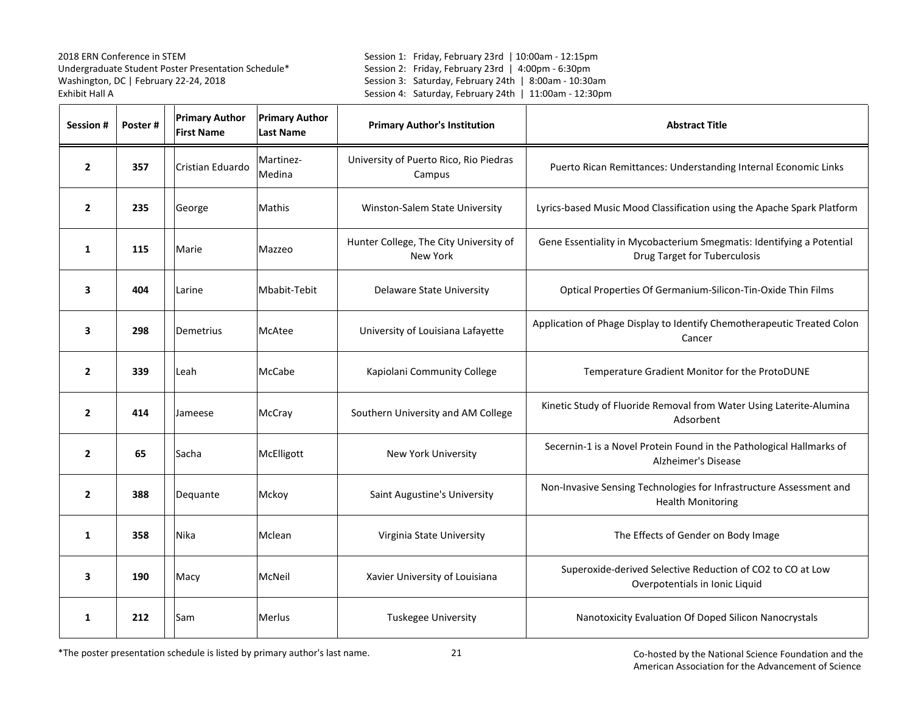2018 ERN Conference in STEM
Undergraduate Student Poster Presentation Schedule*
Washington, DC | February 22-24, 2018
Exhibit Hall A

Session 1: Friday, February 23rd | 10:00am - 12:15pm
Session 2: Friday, February 23rd | 4:00pm - 6:30pm
Session 3: Saturday, February 24th | 8:00am - 10:30am
Session 4: Saturday, February 24th | 11:00am - 12:30pm

| Session # | Poster # | Primary Author First Name | Primary Author Last Name | Primary Author's Institution | Abstract Title |
|---|---|---|---|---|---|
| 2 | 357 | Cristian Eduardo | Martinez-Medina | University of Puerto Rico, Rio Piedras Campus | Puerto Rican Remittances: Understanding Internal Economic Links |
| 2 | 235 | George | Mathis | Winston-Salem State University | Lyrics-based Music Mood Classification using the Apache Spark Platform |
| 1 | 115 | Marie | Mazzeo | Hunter College, The City University of New York | Gene Essentiality in Mycobacterium Smegmatis: Identifying a Potential Drug Target for Tuberculosis |
| 3 | 404 | Larine | Mbabit-Tebit | Delaware State University | Optical Properties Of Germanium-Silicon-Tin-Oxide Thin Films |
| 3 | 298 | Demetrius | McAtee | University of Louisiana Lafayette | Application of Phage Display to Identify Chemotherapeutic Treated Colon Cancer |
| 2 | 339 | Leah | McCabe | Kapiolani Community College | Temperature Gradient Monitor for the ProtoDUNE |
| 2 | 414 | Jameese | McCray | Southern University and AM College | Kinetic Study of Fluoride Removal from Water Using Laterite-Alumina Adsorbent |
| 2 | 65 | Sacha | McElligott | New York University | Secernin-1 is a Novel Protein Found in the Pathological Hallmarks of Alzheimer's Disease |
| 2 | 388 | Dequante | Mckoy | Saint Augustine's University | Non-Invasive Sensing Technologies for Infrastructure Assessment and Health Monitoring |
| 1 | 358 | Nika | Mclean | Virginia State University | The Effects of Gender on Body Image |
| 3 | 190 | Macy | McNeil | Xavier University of Louisiana | Superoxide-derived Selective Reduction of CO2 to CO at Low Overpotentials in Ionic Liquid |
| 1 | 212 | Sam | Merlus | Tuskegee University | Nanotoxicity Evaluation Of Doped Silicon Nanocrystals |

*The poster presentation schedule is listed by primary author's last name.

Co-hosted by the National Science Foundation and the American Association for the Advancement of Science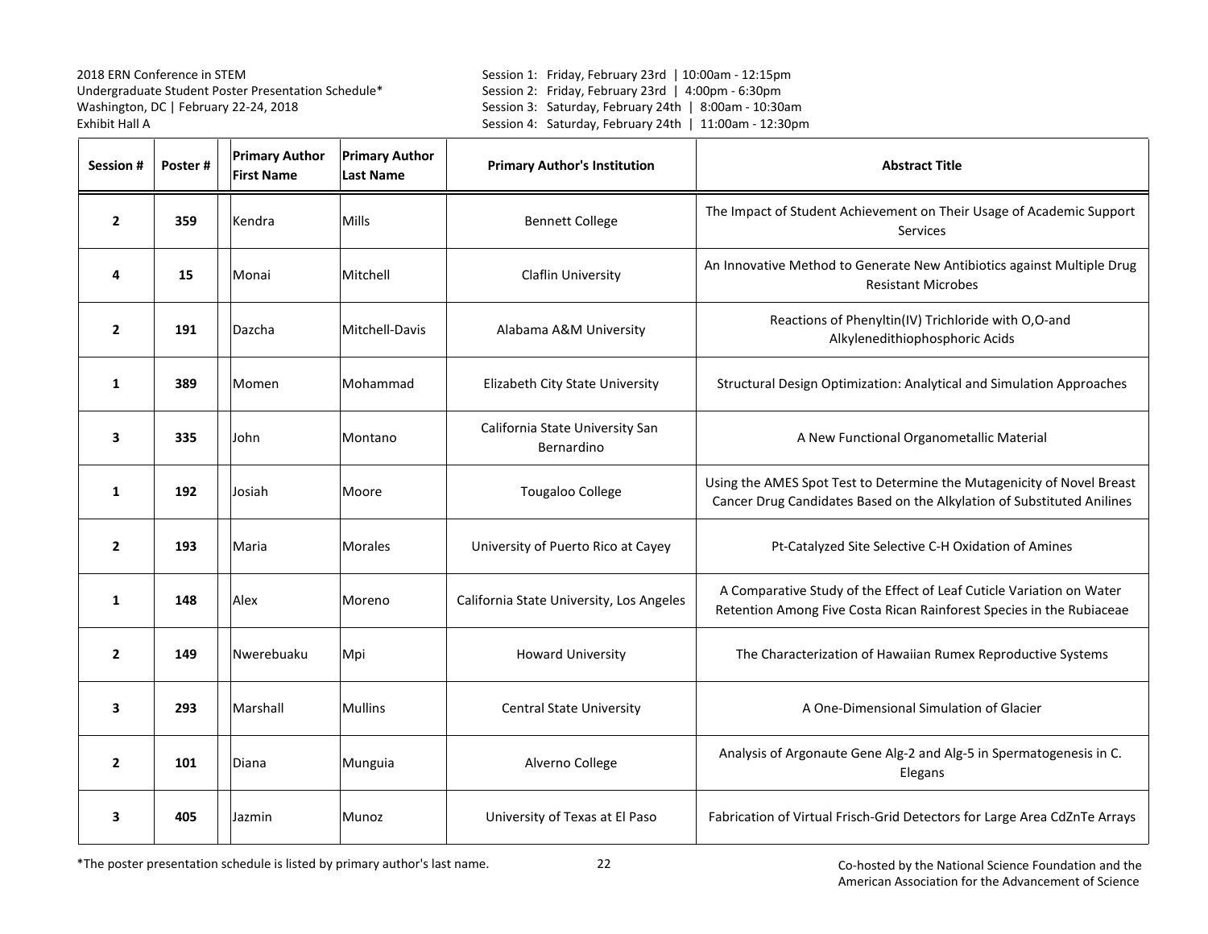2018 ERN Conference in STEM
Undergraduate Student Poster Presentation Schedule*
Washington, DC | February 22-24, 2018
Exhibit Hall A

Session 1: Friday, February 23rd | 10:00am - 12:15pm
Session 2: Friday, February 23rd | 4:00pm - 6:30pm
Session 3: Saturday, February 24th | 8:00am - 10:30am
Session 4: Saturday, February 24th | 11:00am - 12:30pm

| Session # | Poster # | Primary Author First Name | Primary Author Last Name | Primary Author's Institution | Abstract Title |
|---|---|---|---|---|---|
| **2** | **359** | Kendra | Mills | Bennett College | The Impact of Student Achievement on Their Usage of Academic Support Services |
| **4** | **15** | Monai | Mitchell | Claflin University | An Innovative Method to Generate New Antibiotics against Multiple Drug Resistant Microbes |
| **2** | **191** | Dazcha | Mitchell-Davis | Alabama A&M University | Reactions of Phenyltin(IV) Trichloride with O,O-and Alkylenedithiophosphoric Acids |
| **1** | **389** | Momen | Mohammad | Elizabeth City State University | Structural Design Optimization: Analytical and Simulation Approaches |
| **3** | **335** | John | Montano | California State University San Bernardino | A New Functional Organometallic Material |
| **1** | **192** | Josiah | Moore | Tougaloo College | Using the AMES Spot Test to Determine the Mutagenicity of Novel Breast Cancer Drug Candidates Based on the Alkylation of Substituted Anilines |
| **2** | **193** | Maria | Morales | University of Puerto Rico at Cayey | Pt-Catalyzed Site Selective C-H Oxidation of Amines |
| **1** | **148** | Alex | Moreno | California State University, Los Angeles | A Comparative Study of the Effect of Leaf Cuticle Variation on Water Retention Among Five Costa Rican Rainforest Species in the Rubiaceae |
| **2** | **149** | Nwerebuaku | Mpi | Howard University | The Characterization of Hawaiian Rumex Reproductive Systems |
| **3** | **293** | Marshall | Mullins | Central State University | A One-Dimensional Simulation of Glacier |
| **2** | **101** | Diana | Munguia | Alverno College | Analysis of Argonaute Gene Alg-2 and Alg-5 in Spermatogenesis in C. Elegans |
| **3** | **405** | Jazmin | Munoz | University of Texas at El Paso | Fabrication of Virtual Frisch-Grid Detectors for Large Area CdZnTe Arrays |

*The poster presentation schedule is listed by primary author's last name.

Co-hosted by the National Science Foundation and the American Association for the Advancement of Science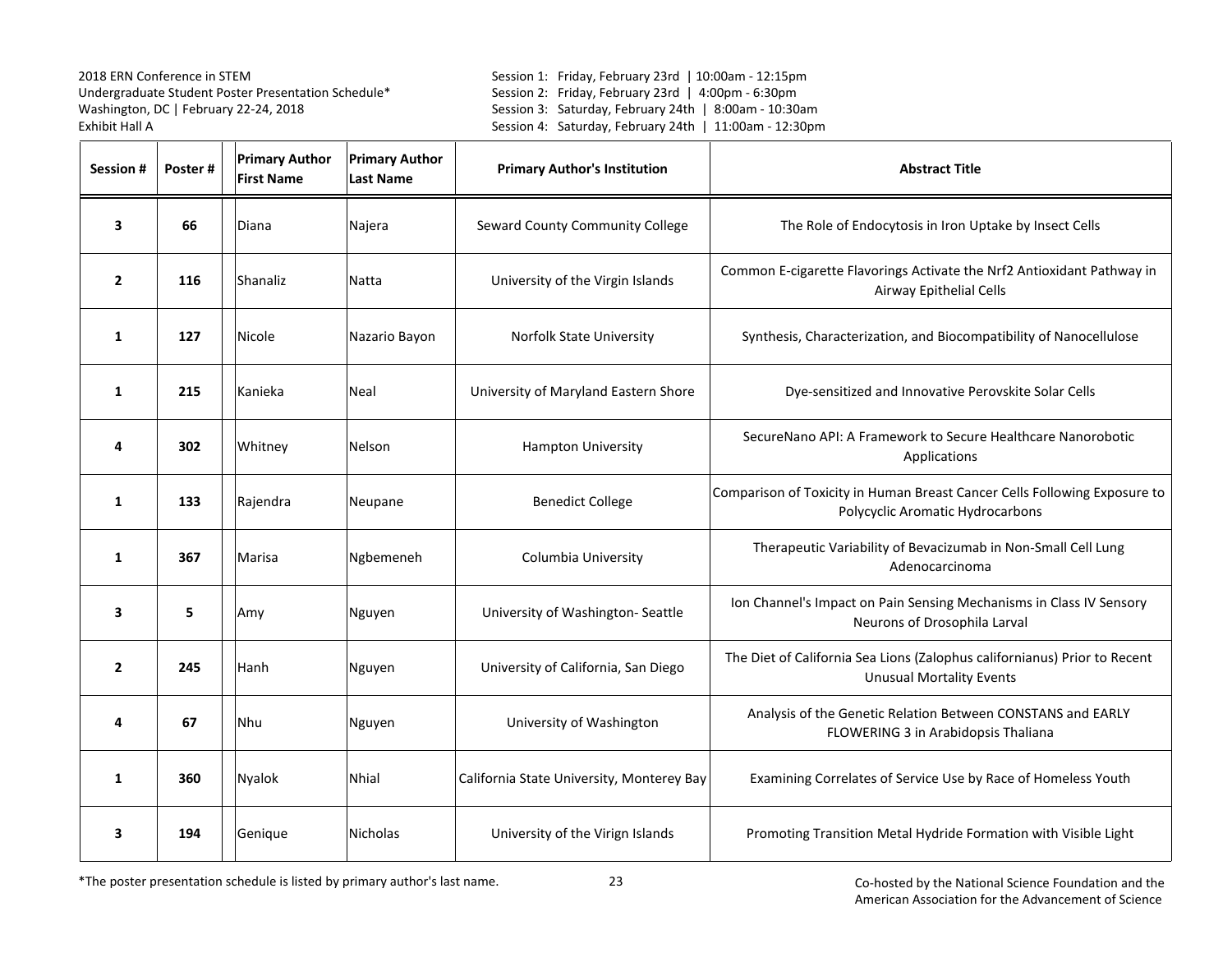2018 ERN Conference in STEM
Undergraduate Student Poster Presentation Schedule*
Washington, DC | February 22-24, 2018
Exhibit Hall A

Session 1: Friday, February 23rd | 10:00am - 12:15pm
Session 2: Friday, February 23rd | 4:00pm - 6:30pm
Session 3: Saturday, February 24th | 8:00am - 10:30am
Session 4: Saturday, February 24th | 11:00am - 12:30pm

| Session # | Poster # | Primary Author First Name | Primary Author Last Name | Primary Author's Institution | Abstract Title |
|---|---|---|---|---|---|
| 3 | 66 | Diana | Najera | Seward County Community College | The Role of Endocytosis in Iron Uptake by Insect Cells |
| 2 | 116 | Shanaliz | Natta | University of the Virgin Islands | Common E-cigarette Flavorings Activate the Nrf2 Antioxidant Pathway in Airway Epithelial Cells |
| 1 | 127 | Nicole | Nazario Bayon | Norfolk State University | Synthesis, Characterization, and Biocompatibility of Nanocellulose |
| 1 | 215 | Kanieka | Neal | University of Maryland Eastern Shore | Dye-sensitized and Innovative Perovskite Solar Cells |
| 4 | 302 | Whitney | Nelson | Hampton University | SecureNano API: A Framework to Secure Healthcare Nanorobotic Applications |
| 1 | 133 | Rajendra | Neupane | Benedict College | Comparison of Toxicity in Human Breast Cancer Cells Following Exposure to Polycyclic Aromatic Hydrocarbons |
| 1 | 367 | Marisa | Ngbemeneh | Columbia University | Therapeutic Variability of Bevacizumab in Non-Small Cell Lung Adenocarcinoma |
| 3 | 5 | Amy | Nguyen | University of Washington- Seattle | Ion Channel's Impact on Pain Sensing Mechanisms in Class IV Sensory Neurons of Drosophila Larval |
| 2 | 245 | Hanh | Nguyen | University of California, San Diego | The Diet of California Sea Lions (Zalophus californianus) Prior to Recent Unusual Mortality Events |
| 4 | 67 | Nhu | Nguyen | University of Washington | Analysis of the Genetic Relation Between CONSTANS and EARLY FLOWERING 3 in Arabidopsis Thaliana |
| 1 | 360 | Nyalok | Nhial | California State University, Monterey Bay | Examining Correlates of Service Use by Race of Homeless Youth |
| 3 | 194 | Genique | Nicholas | University of the Virign Islands | Promoting Transition Metal Hydride Formation with Visible Light |

*The poster presentation schedule is listed by primary author's last name.

Co-hosted by the National Science Foundation and the American Association for the Advancement of Science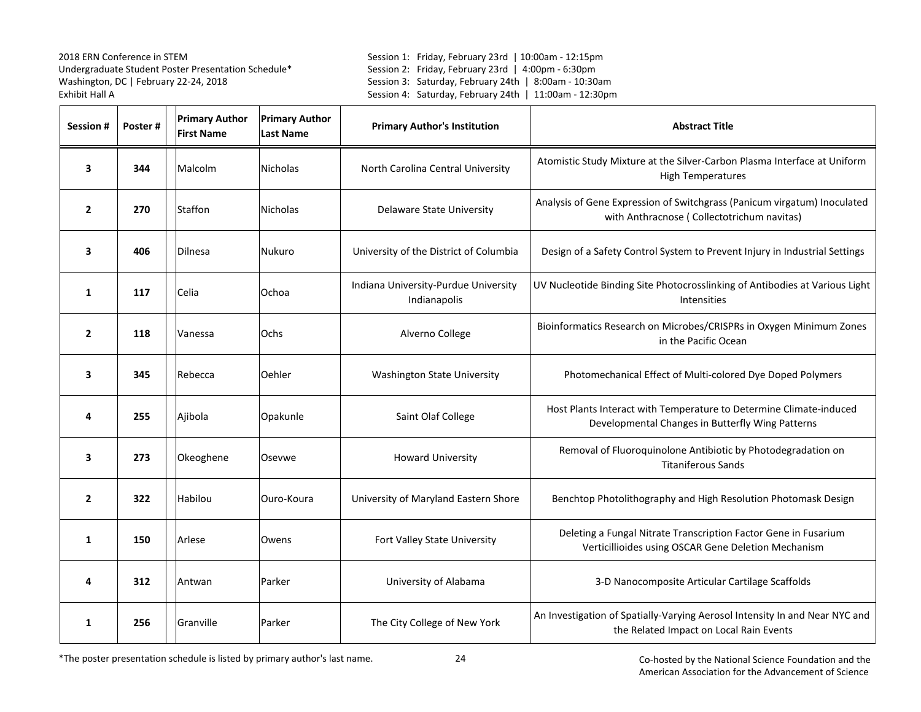2018 ERN Conference in STEM
Undergraduate Student Poster Presentation Schedule*
Washington, DC | February 22-24, 2018
Exhibit Hall A

Session 1: Friday, February 23rd | 10:00am - 12:15pm
Session 2: Friday, February 23rd | 4:00pm - 6:30pm
Session 3: Saturday, February 24th | 8:00am - 10:30am
Session 4: Saturday, February 24th | 11:00am - 12:30pm

| Session # | Poster # | Primary Author First Name | Primary Author Last Name | Primary Author's Institution | Abstract Title |
|---|---|---|---|---|---|
| 3 | 344 | Malcolm | Nicholas | North Carolina Central University | Atomistic Study Mixture at the Silver-Carbon Plasma Interface at Uniform High Temperatures |
| 2 | 270 | Staffon | Nicholas | Delaware State University | Analysis of Gene Expression of Switchgrass (Panicum virgatum) Inoculated with Anthracnose ( Collectotrichum navitas) |
| 3 | 406 | Dilnesa | Nukuro | University of the District of Columbia | Design of a Safety Control System to Prevent Injury in Industrial Settings |
| 1 | 117 | Celia | Ochoa | Indiana University-Purdue University Indianapolis | UV Nucleotide Binding Site Photocrosslinking of Antibodies at Various Light Intensities |
| 2 | 118 | Vanessa | Ochs | Alverno College | Bioinformatics Research on Microbes/CRISPRs in Oxygen Minimum Zones in the Pacific Ocean |
| 3 | 345 | Rebecca | Oehler | Washington State University | Photomechanical Effect of Multi-colored Dye Doped Polymers |
| 4 | 255 | Ajibola | Opakunle | Saint Olaf College | Host Plants Interact with Temperature to Determine Climate-induced Developmental Changes in Butterfly Wing Patterns |
| 3 | 273 | Okeoghene | Osevwe | Howard University | Removal of Fluoroquinolone Antibiotic by Photodegradation on Titaniferous Sands |
| 2 | 322 | Habilou | Ouro-Koura | University of Maryland Eastern Shore | Benchtop Photolithography and High Resolution Photomask Design |
| 1 | 150 | Arlese | Owens | Fort Valley State University | Deleting a Fungal Nitrate Transcription Factor Gene in Fusarium Verticillioides using OSCAR Gene Deletion Mechanism |
| 4 | 312 | Antwan | Parker | University of Alabama | 3-D Nanocomposite Articular Cartilage Scaffolds |
| 1 | 256 | Granville | Parker | The City College of New York | An Investigation of Spatially-Varying Aerosol Intensity In and Near NYC and the Related Impact on Local Rain Events |

*The poster presentation schedule is listed by primary author's last name.

Co-hosted by the National Science Foundation and the American Association for the Advancement of Science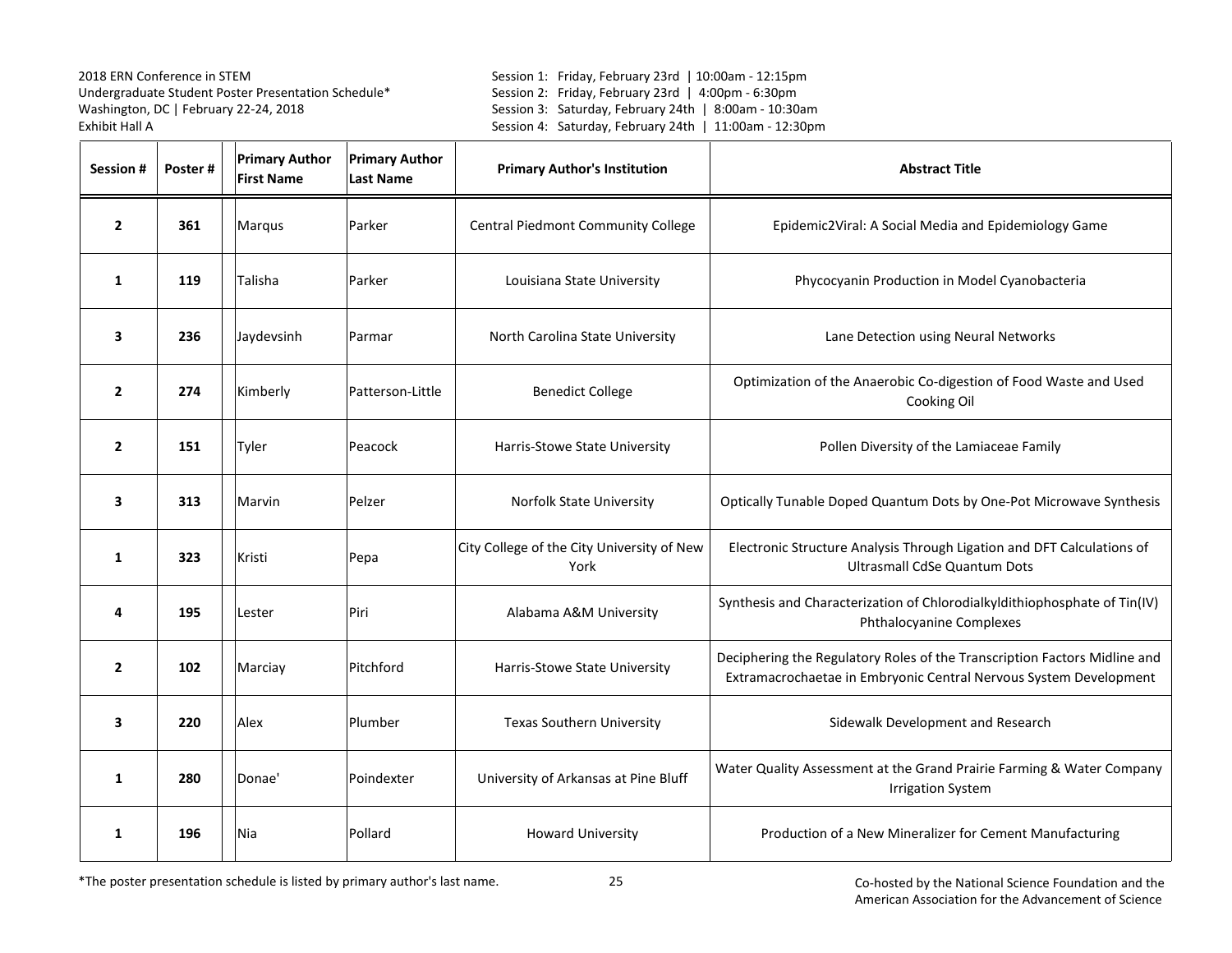2018 ERN Conference in STEM
Undergraduate Student Poster Presentation Schedule*
Washington, DC | February 22-24, 2018
Exhibit Hall A

Session 1: Friday, February 23rd | 10:00am - 12:15pm
Session 2: Friday, February 23rd | 4:00pm - 6:30pm
Session 3: Saturday, February 24th | 8:00am - 10:30am
Session 4: Saturday, February 24th | 11:00am - 12:30pm

| Session # | Poster # | Primary Author First Name | Primary Author Last Name | Primary Author's Institution | Abstract Title |
|---|---|---|---|---|---|
| 2 | 361 | Marqus | Parker | Central Piedmont Community College | Epidemic2Viral: A Social Media and Epidemiology Game |
| 1 | 119 | Talisha | Parker | Louisiana State University | Phycocyanin Production in Model Cyanobacteria |
| 3 | 236 | Jaydevsinh | Parmar | North Carolina State University | Lane Detection using Neural Networks |
| 2 | 274 | Kimberly | Patterson-Little | Benedict College | Optimization of the Anaerobic Co-digestion of Food Waste and Used Cooking Oil |
| 2 | 151 | Tyler | Peacock | Harris-Stowe State University | Pollen Diversity of the Lamiaceae Family |
| 3 | 313 | Marvin | Pelzer | Norfolk State University | Optically Tunable Doped Quantum Dots by One-Pot Microwave Synthesis |
| 1 | 323 | Kristi | Pepa | City College of the City University of New York | Electronic Structure Analysis Through Ligation and DFT Calculations of Ultrasmall CdSe Quantum Dots |
| 4 | 195 | Lester | Piri | Alabama A&M University | Synthesis and Characterization of Chlorodialkyldithiophosphate of Tin(IV) Phthalocyanine Complexes |
| 2 | 102 | Marciay | Pitchford | Harris-Stowe State University | Deciphering the Regulatory Roles of the Transcription Factors Midline and Extramacrochaetae in Embryonic Central Nervous System Development |
| 3 | 220 | Alex | Plumber | Texas Southern University | Sidewalk Development and Research |
| 1 | 280 | Donae' | Poindexter | University of Arkansas at Pine Bluff | Water Quality Assessment at the Grand Prairie Farming & Water Company Irrigation System |
| 1 | 196 | Nia | Pollard | Howard University | Production of a New Mineralizer for Cement Manufacturing |

*The poster presentation schedule is listed by primary author's last name.

Co-hosted by the National Science Foundation and the American Association for the Advancement of Science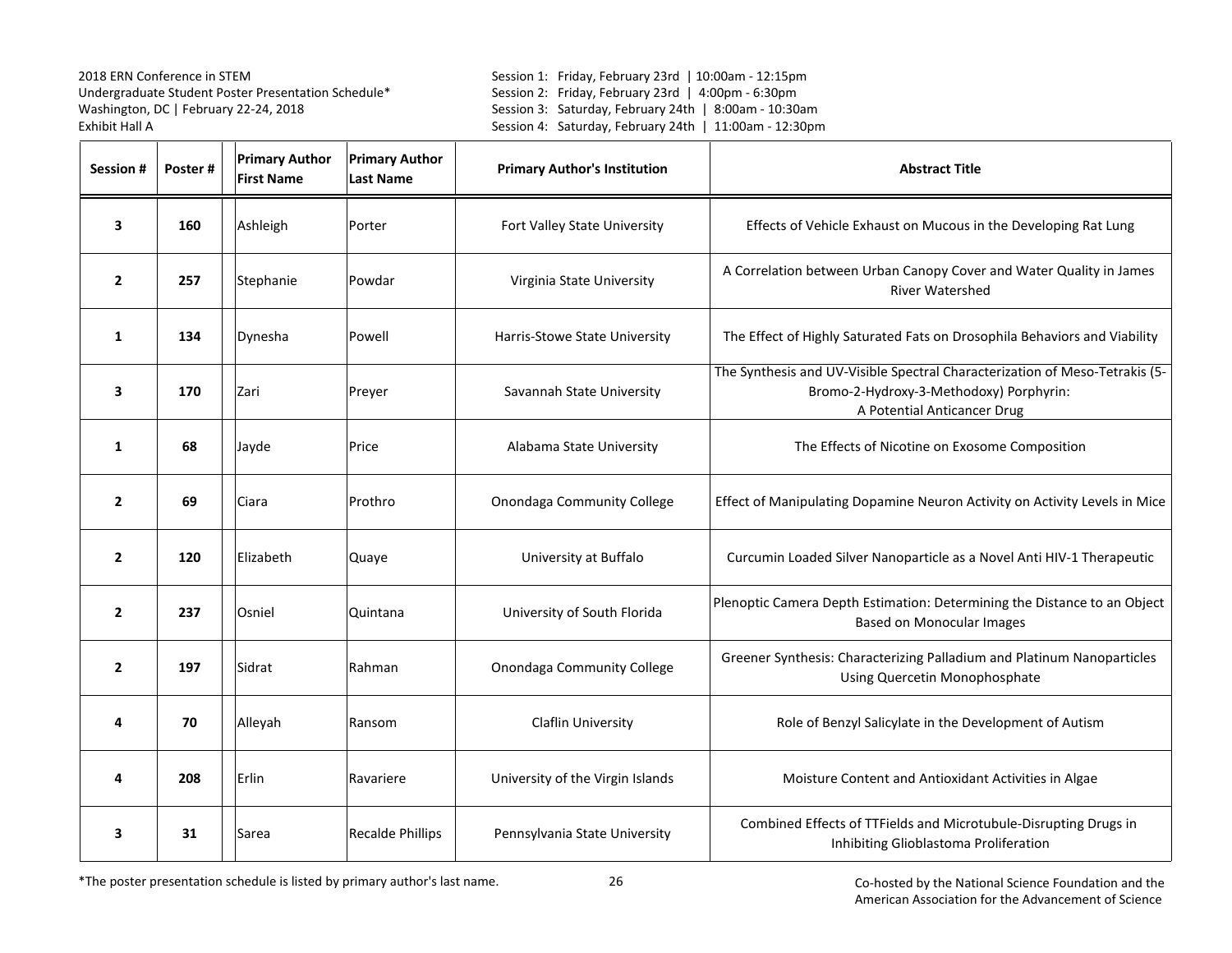2018 ERN Conference in STEM
Undergraduate Student Poster Presentation Schedule*
Washington, DC | February 22-24, 2018
Exhibit Hall A

Session 1: Friday, February 23rd | 10:00am - 12:15pm
Session 2: Friday, February 23rd | 4:00pm - 6:30pm
Session 3: Saturday, February 24th | 8:00am - 10:30am
Session 4: Saturday, February 24th | 11:00am - 12:30pm

| Session # | Poster # | Primary Author First Name | Primary Author Last Name | Primary Author's Institution | Abstract Title |
|---|---|---|---|---|---|
| 3 | 160 | Ashleigh | Porter | Fort Valley State University | Effects of Vehicle Exhaust on Mucous in the Developing Rat Lung |
| 2 | 257 | Stephanie | Powdar | Virginia State University | A Correlation between Urban Canopy Cover and Water Quality in James River Watershed |
| 1 | 134 | Dynesha | Powell | Harris-Stowe State University | The Effect of Highly Saturated Fats on Drosophila Behaviors and Viability |
| 3 | 170 | Zari | Preyer | Savannah State University | The Synthesis and UV-Visible Spectral Characterization of Meso-Tetrakis (5-Bromo-2-Hydroxy-3-Methodoxy) Porphyrin: A Potential Anticancer Drug |
| 1 | 68 | Jayde | Price | Alabama State University | The Effects of Nicotine on Exosome Composition |
| 2 | 69 | Ciara | Prothro | Onondaga Community College | Effect of Manipulating Dopamine Neuron Activity on Activity Levels in Mice |
| 2 | 120 | Elizabeth | Quaye | University at Buffalo | Curcumin Loaded Silver Nanoparticle as a Novel Anti HIV-1 Therapeutic |
| 2 | 237 | Osniel | Quintana | University of South Florida | Plenoptic Camera Depth Estimation: Determining the Distance to an Object Based on Monocular Images |
| 2 | 197 | Sidrat | Rahman | Onondaga Community College | Greener Synthesis: Characterizing Palladium and Platinum Nanoparticles Using Quercetin Monophosphate |
| 4 | 70 | Alleyah | Ransom | Claflin University | Role of Benzyl Salicylate in the Development of Autism |
| 4 | 208 | Erlin | Ravariere | University of the Virgin Islands | Moisture Content and Antioxidant Activities in Algae |
| 3 | 31 | Sarea | Recalde Phillips | Pennsylvania State University | Combined Effects of TTFields and Microtubule-Disrupting Drugs in Inhibiting Glioblastoma Proliferation |

*The poster presentation schedule is listed by primary author's last name.

Co-hosted by the National Science Foundation and the American Association for the Advancement of Science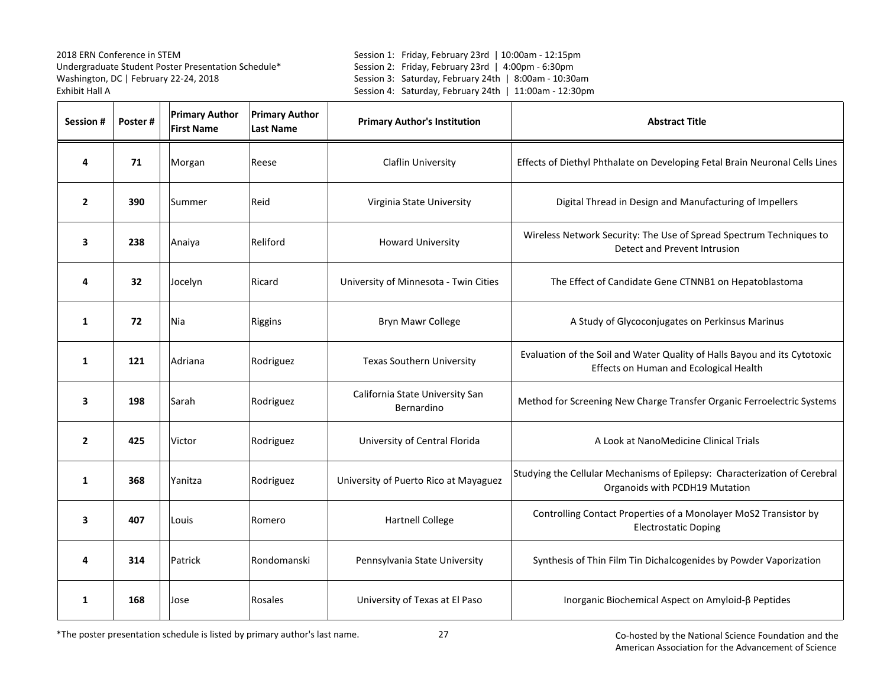2018 ERN Conference in STEM
Undergraduate Student Poster Presentation Schedule*
Washington, DC | February 22-24, 2018
Exhibit Hall A

Session 1: Friday, February 23rd | 10:00am - 12:15pm
Session 2: Friday, February 23rd | 4:00pm - 6:30pm
Session 3: Saturday, February 24th | 8:00am - 10:30am
Session 4: Saturday, February 24th | 11:00am - 12:30pm

| Session # | Poster # | Primary Author First Name | Primary Author Last Name | Primary Author's Institution | Abstract Title |
|---|---|---|---|---|---|
| **4** | **71** | Morgan | Reese | Claflin University | Effects of Diethyl Phthalate on Developing Fetal Brain Neuronal Cells Lines |
| **2** | **390** | Summer | Reid | Virginia State University | Digital Thread in Design and Manufacturing of Impellers |
| **3** | **238** | Anaiya | Reliford | Howard University | Wireless Network Security: The Use of Spread Spectrum Techniques to Detect and Prevent Intrusion |
| **4** | **32** | Jocelyn | Ricard | University of Minnesota - Twin Cities | The Effect of Candidate Gene CTNNB1 on Hepatoblastoma |
| **1** | **72** | Nia | Riggins | Bryn Mawr College | A Study of Glycoconjugates on Perkinsus Marinus |
| **1** | **121** | Adriana | Rodriguez | Texas Southern University | Evaluation of the Soil and Water Quality of Halls Bayou and its Cytotoxic Effects on Human and Ecological Health |
| **3** | **198** | Sarah | Rodriguez | California State University San Bernardino | Method for Screening New Charge Transfer Organic Ferroelectric Systems |
| **2** | **425** | Victor | Rodriguez | University of Central Florida | A Look at NanoMedicine Clinical Trials |
| **1** | **368** | Yanitza | Rodriguez | University of Puerto Rico at Mayaguez | Studying the Cellular Mechanisms of Epilepsy: Characterization of Cerebral Organoids with PCDH19 Mutation |
| **3** | **407** | Louis | Romero | Hartnell College | Controlling Contact Properties of a Monolayer MoS2 Transistor by Electrostatic Doping |
| **4** | **314** | Patrick | Rondomanski | Pennsylvania State University | Synthesis of Thin Film Tin Dichalcogenides by Powder Vaporization |
| **1** | **168** | Jose | Rosales | University of Texas at El Paso | Inorganic Biochemical Aspect on Amyloid-β Peptides |

*The poster presentation schedule is listed by primary author's last name.

Co-hosted by the National Science Foundation and the American Association for the Advancement of Science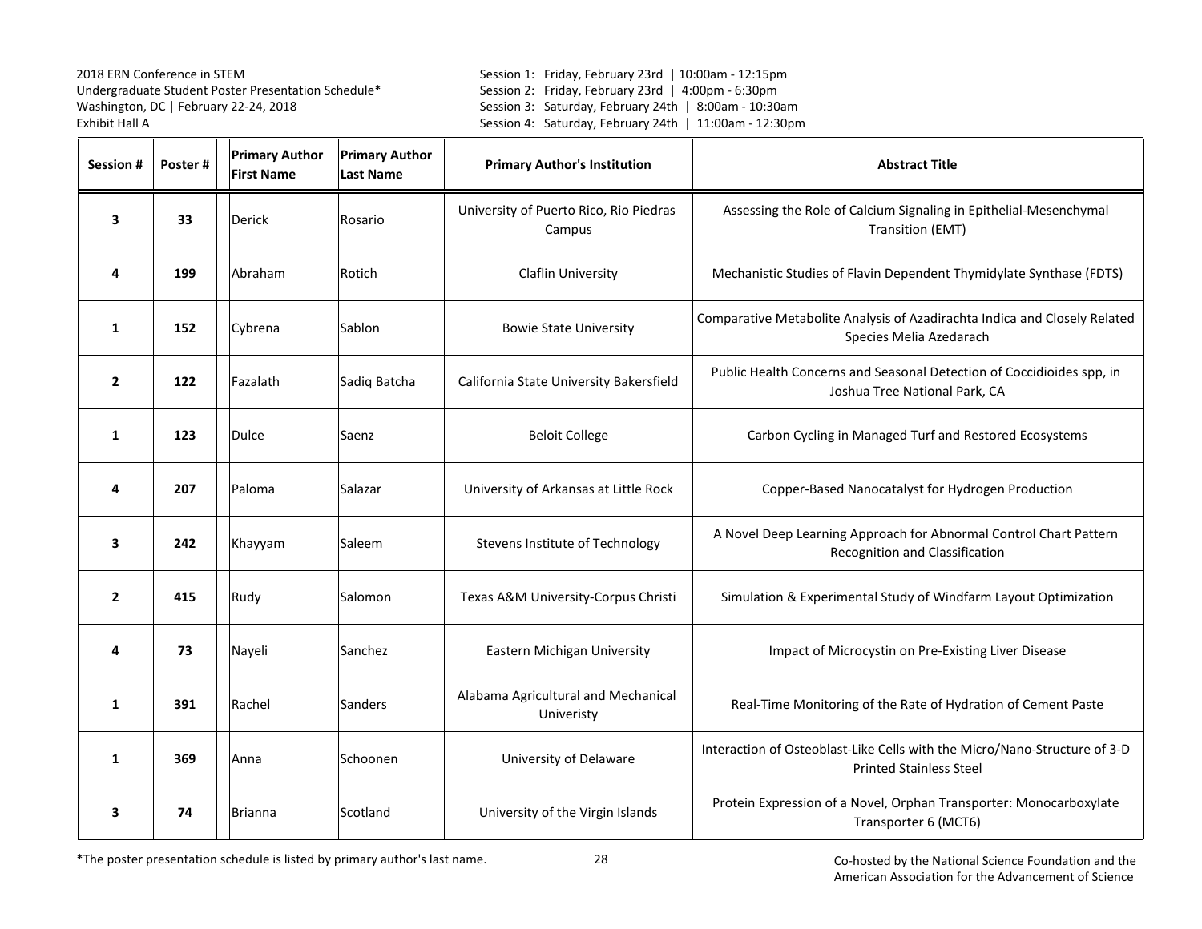2018 ERN Conference in STEM
Undergraduate Student Poster Presentation Schedule*
Washington, DC | February 22-24, 2018
Exhibit Hall A

Session 1: Friday, February 23rd | 10:00am - 12:15pm
Session 2: Friday, February 23rd | 4:00pm - 6:30pm
Session 3: Saturday, February 24th | 8:00am - 10:30am
Session 4: Saturday, February 24th | 11:00am - 12:30pm

| Session # | Poster # | Primary Author First Name | Primary Author Last Name | Primary Author's Institution | Abstract Title |
|---|---|---|---|---|---|
| 3 | 33 | Derick | Rosario | University of Puerto Rico, Rio Piedras Campus | Assessing the Role of Calcium Signaling in Epithelial-Mesenchymal Transition (EMT) |
| 4 | 199 | Abraham | Rotich | Claflin University | Mechanistic Studies of Flavin Dependent Thymidylate Synthase (FDTS) |
| 1 | 152 | Cybrena | Sablon | Bowie State University | Comparative Metabolite Analysis of Azadirachta Indica and Closely Related Species Melia Azedarach |
| 2 | 122 | Fazalath | Sadiq Batcha | California State University Bakersfield | Public Health Concerns and Seasonal Detection of Coccidioides spp, in Joshua Tree National Park, CA |
| 1 | 123 | Dulce | Saenz | Beloit College | Carbon Cycling in Managed Turf and Restored Ecosystems |
| 4 | 207 | Paloma | Salazar | University of Arkansas at Little Rock | Copper-Based Nanocatalyst for Hydrogen Production |
| 3 | 242 | Khayyam | Saleem | Stevens Institute of Technology | A Novel Deep Learning Approach for Abnormal Control Chart Pattern Recognition and Classification |
| 2 | 415 | Rudy | Salomon | Texas A&M University-Corpus Christi | Simulation & Experimental Study of Windfarm Layout Optimization |
| 4 | 73 | Nayeli | Sanchez | Eastern Michigan University | Impact of Microcystin on Pre-Existing Liver Disease |
| 1 | 391 | Rachel | Sanders | Alabama Agricultural and Mechanical Univeristy | Real-Time Monitoring of the Rate of Hydration of Cement Paste |
| 1 | 369 | Anna | Schoonen | University of Delaware | Interaction of Osteoblast-Like Cells with the Micro/Nano-Structure of 3-D Printed Stainless Steel |
| 3 | 74 | Brianna | Scotland | University of the Virgin Islands | Protein Expression of a Novel, Orphan Transporter: Monocarboxylate Transporter 6 (MCT6) |

*The poster presentation schedule is listed by primary author's last name.

Co-hosted by the National Science Foundation and the American Association for the Advancement of Science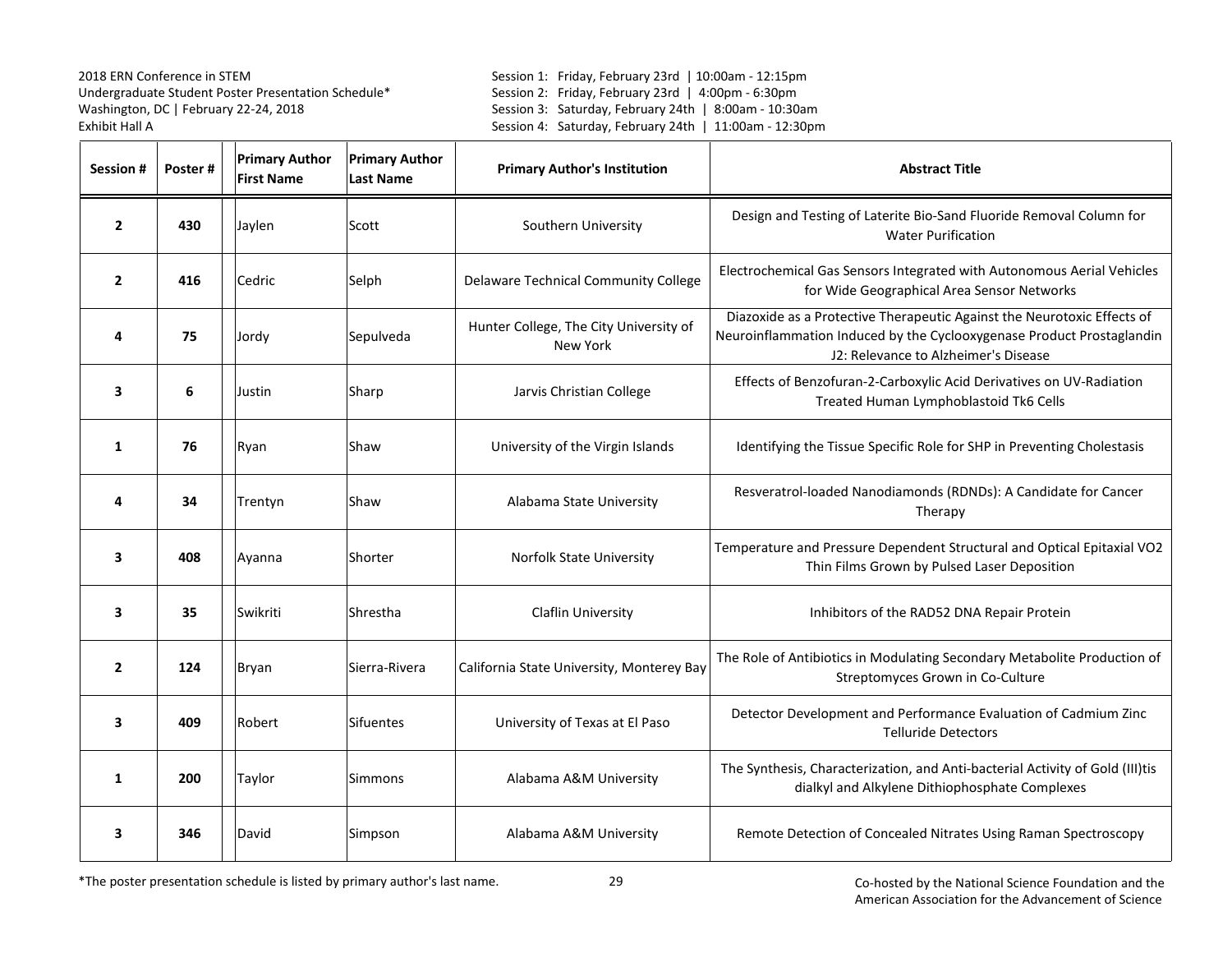2018 ERN Conference in STEM
Undergraduate Student Poster Presentation Schedule*
Washington, DC | February 22-24, 2018
Exhibit Hall A

Session 1: Friday, February 23rd | 10:00am - 12:15pm
Session 2: Friday, February 23rd | 4:00pm - 6:30pm
Session 3: Saturday, February 24th | 8:00am - 10:30am
Session 4: Saturday, February 24th | 11:00am - 12:30pm

| Session # | Poster # | Primary Author First Name | Primary Author Last Name | Primary Author's Institution | Abstract Title |
|---|---|---|---|---|---|
| **2** | **430** | Jaylen | Scott | Southern University | Design and Testing of Laterite Bio-Sand Fluoride Removal Column for Water Purification |
| **2** | **416** | Cedric | Selph | Delaware Technical Community College | Electrochemical Gas Sensors Integrated with Autonomous Aerial Vehicles for Wide Geographical Area Sensor Networks |
| **4** | **75** | Jordy | Sepulveda | Hunter College, The City University of New York | Diazoxide as a Protective Therapeutic Against the Neurotoxic Effects of Neuroinflammation Induced by the Cyclooxygenase Product Prostaglandin J2: Relevance to Alzheimer's Disease |
| **3** | **6** | Justin | Sharp | Jarvis Christian College | Effects of Benzofuran-2-Carboxylic Acid Derivatives on UV-Radiation Treated Human Lymphoblastoid Tk6 Cells |
| **1** | **76** | Ryan | Shaw | University of the Virgin Islands | Identifying the Tissue Specific Role for SHP in Preventing Cholestasis |
| **4** | **34** | Trentyn | Shaw | Alabama State University | Resveratrol-loaded Nanodiamonds (RDNDs): A Candidate for Cancer Therapy |
| **3** | **408** | Ayanna | Shorter | Norfolk State University | Temperature and Pressure Dependent Structural and Optical Epitaxial VO2 Thin Films Grown by Pulsed Laser Deposition |
| **3** | **35** | Swikriti | Shrestha | Claflin University | Inhibitors of the RAD52 DNA Repair Protein |
| **2** | **124** | Bryan | Sierra-Rivera | California State University, Monterey Bay | The Role of Antibiotics in Modulating Secondary Metabolite Production of Streptomyces Grown in Co-Culture |
| **3** | **409** | Robert | Sifuentes | University of Texas at El Paso | Detector Development and Performance Evaluation of Cadmium Zinc Telluride Detectors |
| **1** | **200** | Taylor | Simmons | Alabama A&M University | The Synthesis, Characterization, and Anti-bacterial Activity of Gold (III)tis dialkyl and Alkylene Dithiophosphate Complexes |
| **3** | **346** | David | Simpson | Alabama A&M University | Remote Detection of Concealed Nitrates Using Raman Spectroscopy |

*The poster presentation schedule is listed by primary author's last name.

Co-hosted by the National Science Foundation and the American Association for the Advancement of Science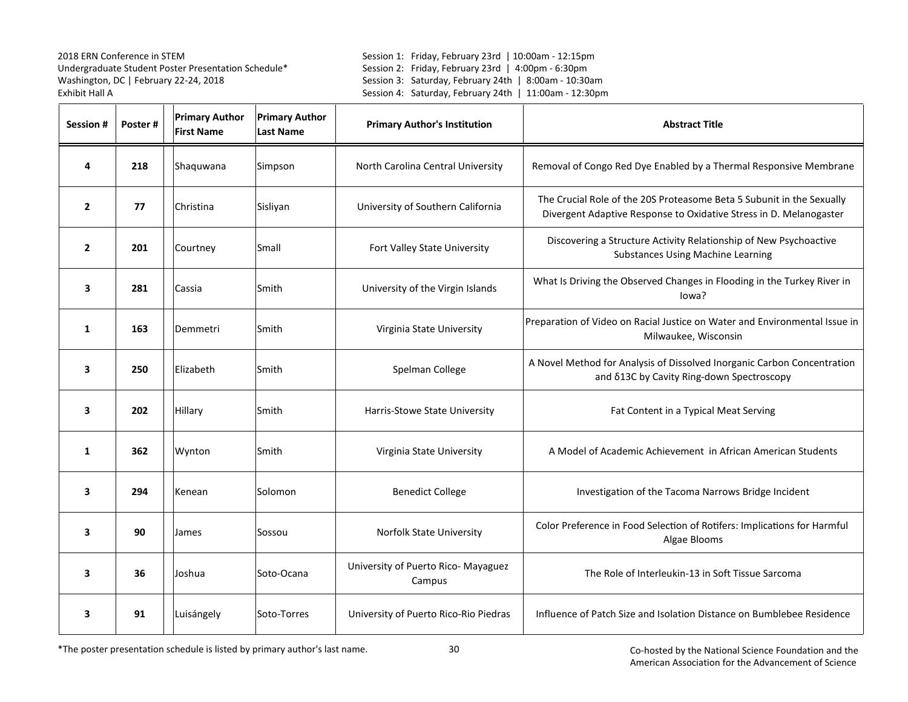2018 ERN Conference in STEM
Undergraduate Student Poster Presentation Schedule*
Washington, DC | February 22-24, 2018
Exhibit Hall A

Session 1: Friday, February 23rd | 10:00am - 12:15pm
Session 2: Friday, February 23rd | 4:00pm - 6:30pm
Session 3: Saturday, February 24th | 8:00am - 10:30am
Session 4: Saturday, February 24th | 11:00am - 12:30pm

| Session # | Poster # | Primary Author First Name | Primary Author Last Name | Primary Author's Institution | Abstract Title |
|---|---|---|---|---|---|
| 4 | 218 | Shaquwana | Simpson | North Carolina Central University | Removal of Congo Red Dye Enabled by a Thermal Responsive Membrane |
| 2 | 77 | Christina | Sisliyan | University of Southern California | The Crucial Role of the 20S Proteasome Beta 5 Subunit in the Sexually Divergent Adaptive Response to Oxidative Stress in D. Melanogaster |
| 2 | 201 | Courtney | Small | Fort Valley State University | Discovering a Structure Activity Relationship of New Psychoactive Substances Using Machine Learning |
| 3 | 281 | Cassia | Smith | University of the Virgin Islands | What Is Driving the Observed Changes in Flooding in the Turkey River in Iowa? |
| 1 | 163 | Demmetri | Smith | Virginia State University | Preparation of Video on Racial Justice on Water and Environmental Issue in Milwaukee, Wisconsin |
| 3 | 250 | Elizabeth | Smith | Spelman College | A Novel Method for Analysis of Dissolved Inorganic Carbon Concentration and δ13C by Cavity Ring-down Spectroscopy |
| 3 | 202 | Hillary | Smith | Harris-Stowe State University | Fat Content in a Typical Meat Serving |
| 1 | 362 | Wynton | Smith | Virginia State University | A Model of Academic Achievement in African American Students |
| 3 | 294 | Kenean | Solomon | Benedict College | Investigation of the Tacoma Narrows Bridge Incident |
| 3 | 90 | James | Sossou | Norfolk State University | Color Preference in Food Selection of Rotifers: Implications for Harmful Algae Blooms |
| 3 | 36 | Joshua | Soto-Ocana | University of Puerto Rico- Mayaguez Campus | The Role of Interleukin-13 in Soft Tissue Sarcoma |
| 3 | 91 | Luisángely | Soto-Torres | University of Puerto Rico-Rio Piedras | Influence of Patch Size and Isolation Distance on Bumblebee Residence |

*The poster presentation schedule is listed by primary author's last name.

Co-hosted by the National Science Foundation and the American Association for the Advancement of Science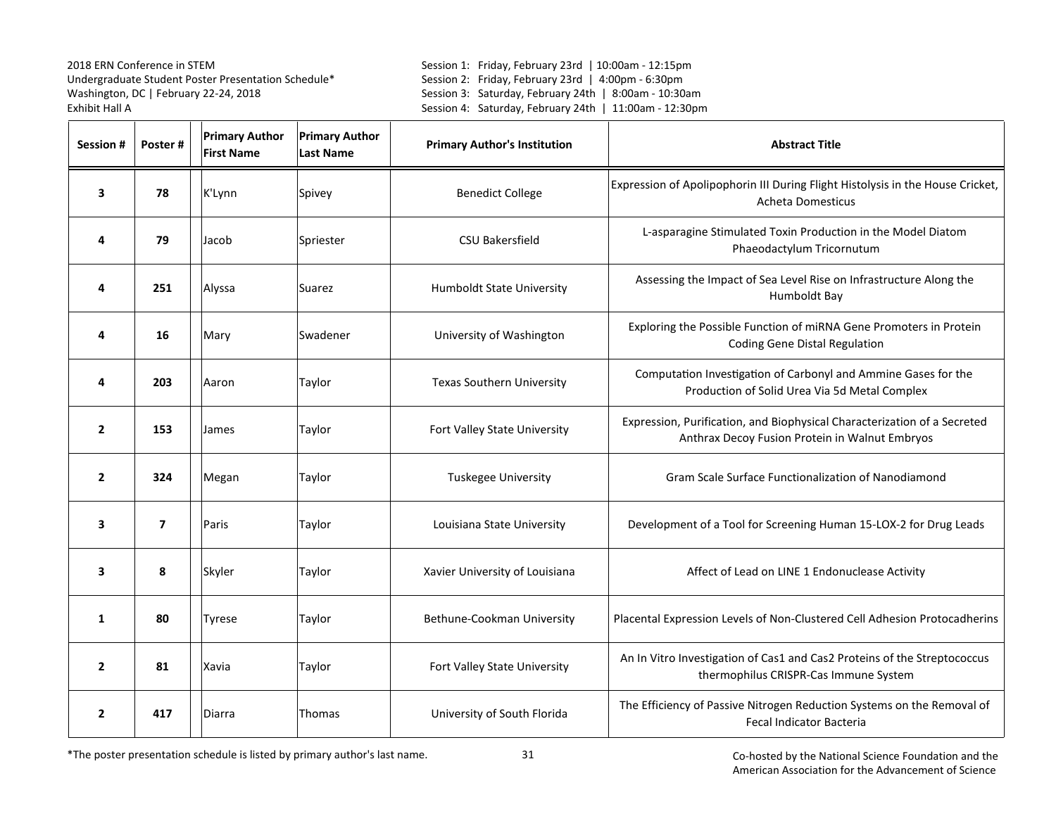2018 ERN Conference in STEM
Undergraduate Student Poster Presentation Schedule*
Washington, DC | February 22-24, 2018
Exhibit Hall A

Session 1: Friday, February 23rd | 10:00am - 12:15pm
Session 2: Friday, February 23rd | 4:00pm - 6:30pm
Session 3: Saturday, February 24th | 8:00am - 10:30am
Session 4: Saturday, February 24th | 11:00am - 12:30pm

| Session # | Poster # | Primary Author First Name | Primary Author Last Name | Primary Author's Institution | Abstract Title |
|---|---|---|---|---|---|
| 3 | 78 | K'Lynn | Spivey | Benedict College | Expression of Apolipophorin III During Flight Histolysis in the House Cricket, Acheta Domesticus |
| 4 | 79 | Jacob | Spriester | CSU Bakersfield | L-asparagine Stimulated Toxin Production in the Model Diatom Phaeodactylum Tricornutum |
| 4 | 251 | Alyssa | Suarez | Humboldt State University | Assessing the Impact of Sea Level Rise on Infrastructure Along the Humboldt Bay |
| 4 | 16 | Mary | Swadener | University of Washington | Exploring the Possible Function of miRNA Gene Promoters in Protein Coding Gene Distal Regulation |
| 4 | 203 | Aaron | Taylor | Texas Southern University | Computation Investigation of Carbonyl and Ammine Gases for the Production of Solid Urea Via 5d Metal Complex |
| 2 | 153 | James | Taylor | Fort Valley State University | Expression, Purification, and Biophysical Characterization of a Secreted Anthrax Decoy Fusion Protein in Walnut Embryos |
| 2 | 324 | Megan | Taylor | Tuskegee University | Gram Scale Surface Functionalization of Nanodiamond |
| 3 | 7 | Paris | Taylor | Louisiana State University | Development of a Tool for Screening Human 15-LOX-2 for Drug Leads |
| 3 | 8 | Skyler | Taylor | Xavier University of Louisiana | Affect of Lead on LINE 1 Endonuclease Activity |
| 1 | 80 | Tyrese | Taylor | Bethune-Cookman University | Placental Expression Levels of Non-Clustered Cell Adhesion Protocadherins |
| 2 | 81 | Xavia | Taylor | Fort Valley State University | An In Vitro Investigation of Cas1 and Cas2 Proteins of the Streptococcus thermophilus CRISPR-Cas Immune System |
| 2 | 417 | Diarra | Thomas | University of South Florida | The Efficiency of Passive Nitrogen Reduction Systems on the Removal of Fecal Indicator Bacteria |

*The poster presentation schedule is listed by primary author's last name.

Co-hosted by the National Science Foundation and the American Association for the Advancement of Science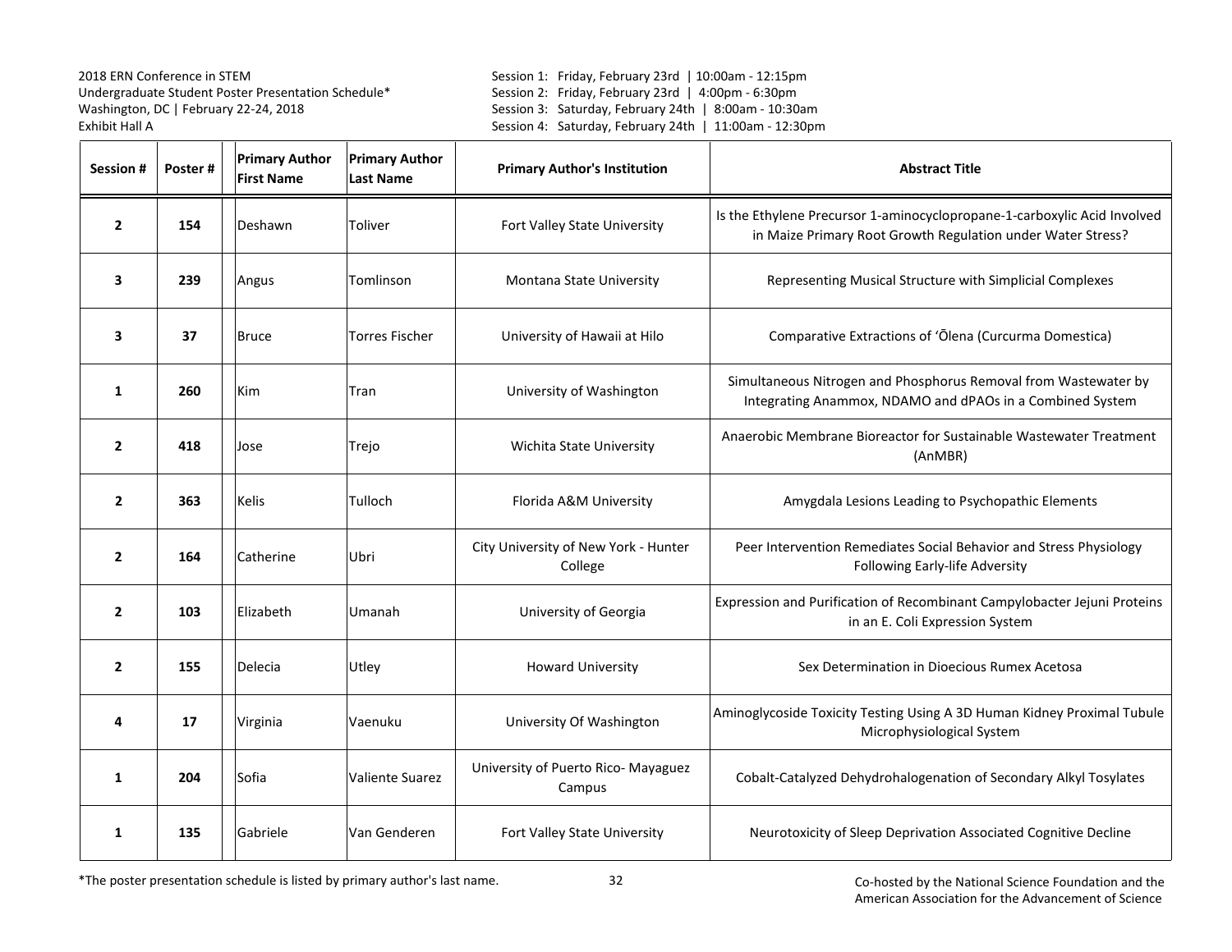2018 ERN Conference in STEM
Undergraduate Student Poster Presentation Schedule*
Washington, DC | February 22-24, 2018
Exhibit Hall A

Session 1: Friday, February 23rd | 10:00am - 12:15pm
Session 2: Friday, February 23rd | 4:00pm - 6:30pm
Session 3: Saturday, February 24th | 8:00am - 10:30am
Session 4: Saturday, February 24th | 11:00am - 12:30pm

| Session # | Poster # | Primary Author First Name | Primary Author Last Name | Primary Author's Institution | Abstract Title |
|---|---|---|---|---|---|
| 2 | 154 | Deshawn | Toliver | Fort Valley State University | Is the Ethylene Precursor 1-aminocyclopropane-1-carboxylic Acid Involved in Maize Primary Root Growth Regulation under Water Stress? |
| 3 | 239 | Angus | Tomlinson | Montana State University | Representing Musical Structure with Simplicial Complexes |
| 3 | 37 | Bruce | Torres Fischer | University of Hawaii at Hilo | Comparative Extractions of ʻŌlena (Curcurma Domestica) |
| 1 | 260 | Kim | Tran | University of Washington | Simultaneous Nitrogen and Phosphorus Removal from Wastewater by Integrating Anammox, NDAMO and dPAOs in a Combined System |
| 2 | 418 | Jose | Trejo | Wichita State University | Anaerobic Membrane Bioreactor for Sustainable Wastewater Treatment (AnMBR) |
| 2 | 363 | Kelis | Tulloch | Florida A&M University | Amygdala Lesions Leading to Psychopathic Elements |
| 2 | 164 | Catherine | Ubri | City University of New York - Hunter College | Peer Intervention Remediates Social Behavior and Stress Physiology Following Early-life Adversity |
| 2 | 103 | Elizabeth | Umanah | University of Georgia | Expression and Purification of Recombinant Campylobacter Jejuni Proteins in an E. Coli Expression System |
| 2 | 155 | Delecia | Utley | Howard University | Sex Determination in Dioecious Rumex Acetosa |
| 4 | 17 | Virginia | Vaenuku | University Of Washington | Aminoglycoside Toxicity Testing Using A 3D Human Kidney Proximal Tubule Microphysiological System |
| 1 | 204 | Sofia | Valiente Suarez | University of Puerto Rico- Mayaguez Campus | Cobalt-Catalyzed Dehydrohalogenation of Secondary Alkyl Tosylates |
| 1 | 135 | Gabriele | Van Genderen | Fort Valley State University | Neurotoxicity of Sleep Deprivation Associated Cognitive Decline |

*The poster presentation schedule is listed by primary author's last name.

Co-hosted by the National Science Foundation and the American Association for the Advancement of Science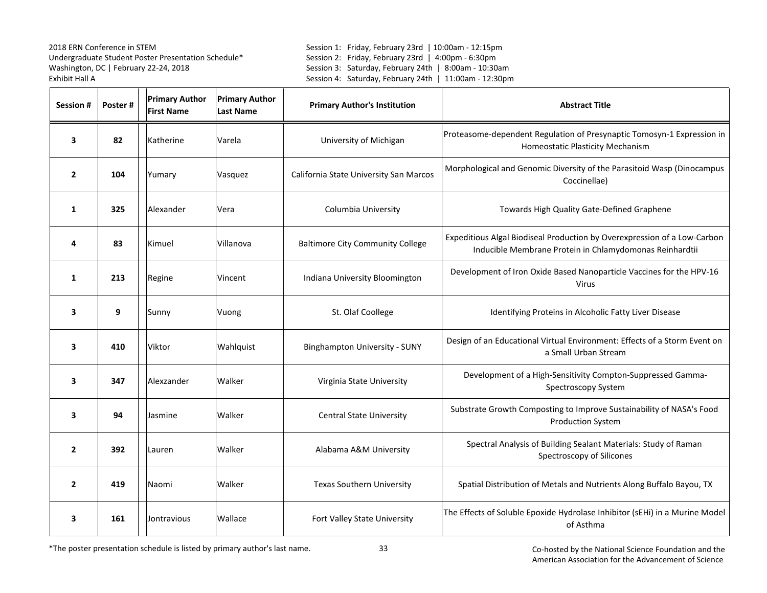2018 ERN Conference in STEM
Undergraduate Student Poster Presentation Schedule*
Washington, DC | February 22-24, 2018
Exhibit Hall A

Session 1: Friday, February 23rd | 10:00am - 12:15pm
Session 2: Friday, February 23rd | 4:00pm - 6:30pm
Session 3: Saturday, February 24th | 8:00am - 10:30am
Session 4: Saturday, February 24th | 11:00am - 12:30pm

| Session # | Poster # | Primary Author First Name | Primary Author Last Name | Primary Author's Institution | Abstract Title |
|---|---|---|---|---|---|
| 3 | 82 | Katherine | Varela | University of Michigan | Proteasome-dependent Regulation of Presynaptic Tomosyn-1 Expression in Homeostatic Plasticity Mechanism |
| 2 | 104 | Yumary | Vasquez | California State University San Marcos | Morphological and Genomic Diversity of the Parasitoid Wasp (Dinocampus Coccinellae) |
| 1 | 325 | Alexander | Vera | Columbia University | Towards High Quality Gate-Defined Graphene |
| 4 | 83 | Kimuel | Villanova | Baltimore City Community College | Expeditious Algal Biodiseal Production by Overexpression of a Low-Carbon Inducible Membrane Protein in Chlamydomonas Reinhardtii |
| 1 | 213 | Regine | Vincent | Indiana University Bloomington | Development of Iron Oxide Based Nanoparticle Vaccines for the HPV-16 Virus |
| 3 | 9 | Sunny | Vuong | St. Olaf Coollege | Identifying Proteins in Alcoholic Fatty Liver Disease |
| 3 | 410 | Viktor | Wahlquist | Binghampton University - SUNY | Design of an Educational Virtual Environment: Effects of a Storm Event on a Small Urban Stream |
| 3 | 347 | Alexzander | Walker | Virginia State University | Development of a High-Sensitivity Compton-Suppressed Gamma-Spectroscopy System |
| 3 | 94 | Jasmine | Walker | Central State University | Substrate Growth Composting to Improve Sustainability of NASA's Food Production System |
| 2 | 392 | Lauren | Walker | Alabama A&M University | Spectral Analysis of Building Sealant Materials: Study of Raman Spectroscopy of Silicones |
| 2 | 419 | Naomi | Walker | Texas Southern University | Spatial Distribution of Metals and Nutrients Along Buffalo Bayou, TX |
| 3 | 161 | Jontravious | Wallace | Fort Valley State University | The Effects of Soluble Epoxide Hydrolase Inhibitor (sEHi) in a Murine Model of Asthma |

*The poster presentation schedule is listed by primary author's last name.

Co-hosted by the National Science Foundation and the American Association for the Advancement of Science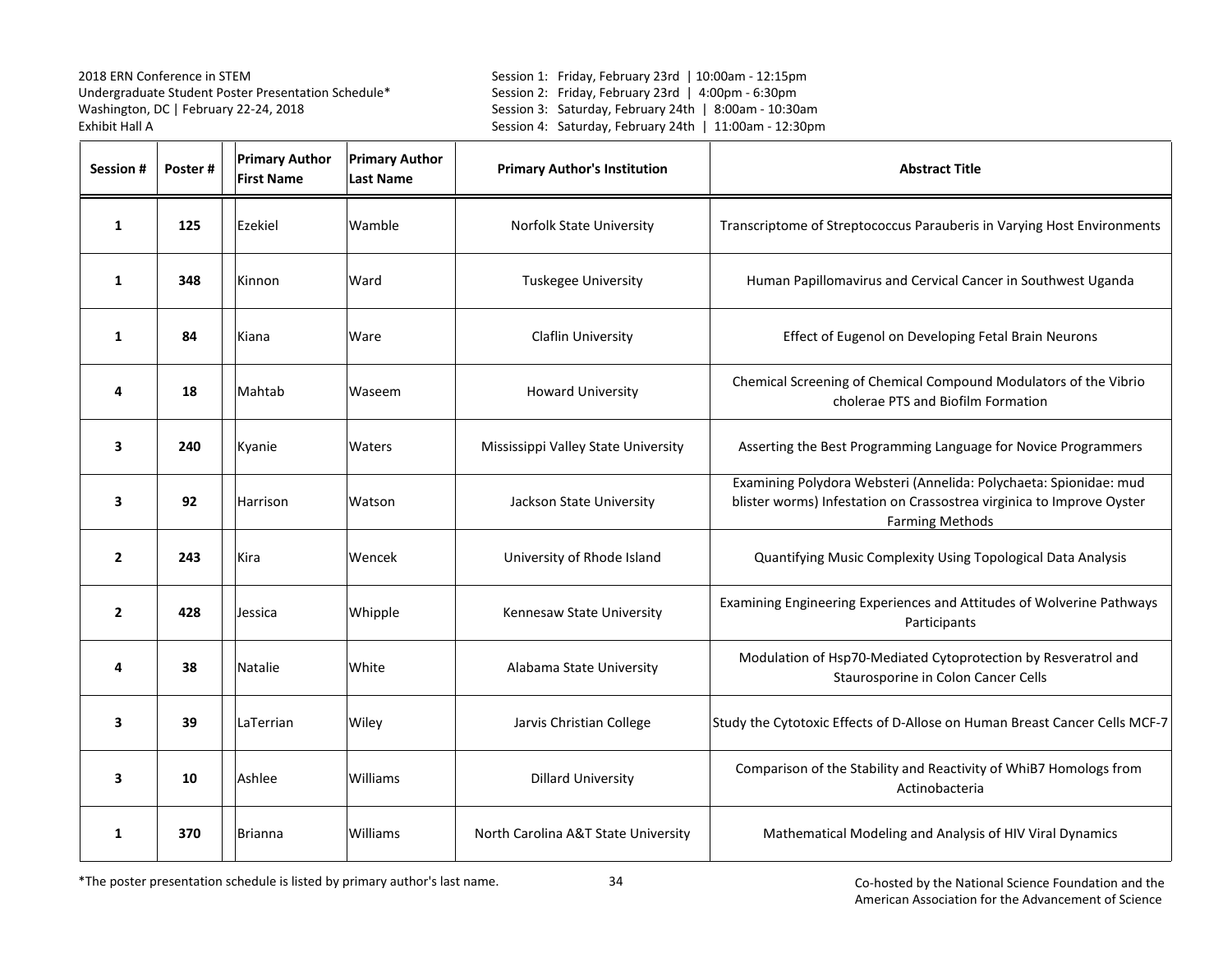2018 ERN Conference in STEM
Undergraduate Student Poster Presentation Schedule*
Washington, DC | February 22-24, 2018
Exhibit Hall A

Session 1: Friday, February 23rd | 10:00am - 12:15pm
Session 2: Friday, February 23rd | 4:00pm - 6:30pm
Session 3: Saturday, February 24th | 8:00am - 10:30am
Session 4: Saturday, February 24th | 11:00am - 12:30pm

| Session # | Poster # | Primary Author First Name | Primary Author Last Name | Primary Author's Institution | Abstract Title |
|---|---|---|---|---|---|
| 1 | 125 | Ezekiel | Wamble | Norfolk State University | Transcriptome of Streptococcus Parauberis in Varying Host Environments |
| 1 | 348 | Kinnon | Ward | Tuskegee University | Human Papillomavirus and Cervical Cancer in Southwest Uganda |
| 1 | 84 | Kiana | Ware | Claflin University | Effect of Eugenol on Developing Fetal Brain Neurons |
| 4 | 18 | Mahtab | Waseem | Howard University | Chemical Screening of Chemical Compound Modulators of the Vibrio cholerae PTS and Biofilm Formation |
| 3 | 240 | Kyanie | Waters | Mississippi Valley State University | Asserting the Best Programming Language for Novice Programmers |
| 3 | 92 | Harrison | Watson | Jackson State University | Examining Polydora Websteri (Annelida: Polychaeta: Spionidae: mud blister worms) Infestation on Crassostrea virginica to Improve Oyster Farming Methods |
| 2 | 243 | Kira | Wencek | University of Rhode Island | Quantifying Music Complexity Using Topological Data Analysis |
| 2 | 428 | Jessica | Whipple | Kennesaw State University | Examining Engineering Experiences and Attitudes of Wolverine Pathways Participants |
| 4 | 38 | Natalie | White | Alabama State University | Modulation of Hsp70-Mediated Cytoprotection by Resveratrol and Staurosporine in Colon Cancer Cells |
| 3 | 39 | LaTerrian | Wiley | Jarvis Christian College | Study the Cytotoxic Effects of D-Allose on Human Breast Cancer Cells MCF-7 |
| 3 | 10 | Ashlee | Williams | Dillard University | Comparison of the Stability and Reactivity of WhiB7 Homologs from Actinobacteria |
| 1 | 370 | Brianna | Williams | North Carolina A&T State University | Mathematical Modeling and Analysis of HIV Viral Dynamics |

*The poster presentation schedule is listed by primary author's last name.

Co-hosted by the National Science Foundation and the American Association for the Advancement of Science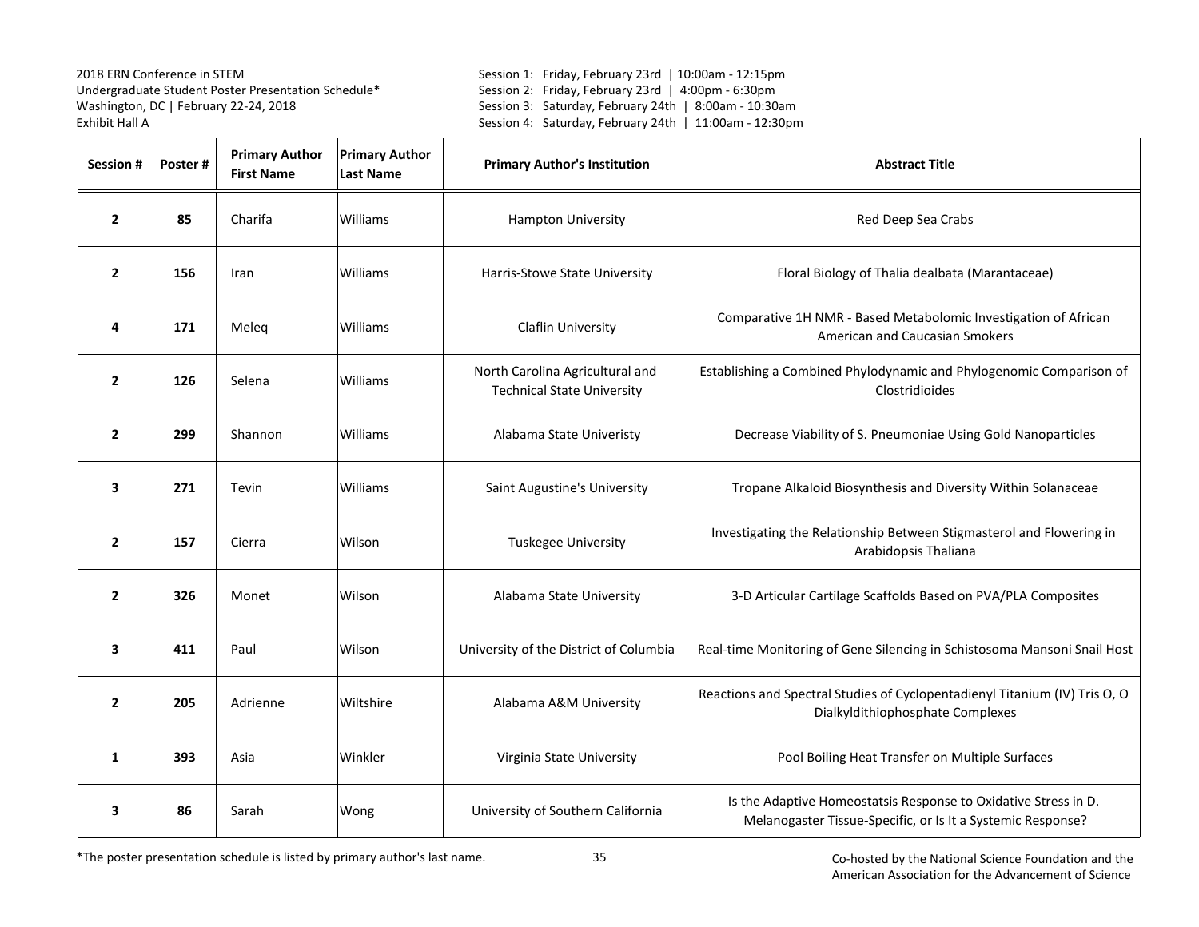2018 ERN Conference in STEM
Undergraduate Student Poster Presentation Schedule*
Washington, DC | February 22-24, 2018
Exhibit Hall A

Session 1: Friday, February 23rd | 10:00am - 12:15pm
Session 2: Friday, February 23rd | 4:00pm - 6:30pm
Session 3: Saturday, February 24th | 8:00am - 10:30am
Session 4: Saturday, February 24th | 11:00am - 12:30pm

| Session # | Poster # | Primary Author First Name | Primary Author Last Name | Primary Author's Institution | Abstract Title |
|---|---|---|---|---|---|
| **2** | **85** | Charifa | Williams | Hampton University | Red Deep Sea Crabs |
| **2** | **156** | Iran | Williams | Harris-Stowe State University | Floral Biology of Thalia dealbata (Marantaceae) |
| **4** | **171** | Meleq | Williams | Claflin University | Comparative 1H NMR - Based Metabolomic Investigation of African American and Caucasian Smokers |
| **2** | **126** | Selena | Williams | North Carolina Agricultural and Technical State University | Establishing a Combined Phylodynamic and Phylogenomic Comparison of Clostridioides |
| **2** | **299** | Shannon | Williams | Alabama State Univeristy | Decrease Viability of S. Pneumoniae Using Gold Nanoparticles |
| **3** | **271** | Tevin | Williams | Saint Augustine's University | Tropane Alkaloid Biosynthesis and Diversity Within Solanaceae |
| **2** | **157** | Cierra | Wilson | Tuskegee University | Investigating the Relationship Between Stigmasterol and Flowering in Arabidopsis Thaliana |
| **2** | **326** | Monet | Wilson | Alabama State University | 3-D Articular Cartilage Scaffolds Based on PVA/PLA Composites |
| **3** | **411** | Paul | Wilson | University of the District of Columbia | Real-time Monitoring of Gene Silencing in Schistosoma Mansoni Snail Host |
| **2** | **205** | Adrienne | Wiltshire | Alabama A&M University | Reactions and Spectral Studies of Cyclopentadienyl Titanium (IV) Tris O, O Dialkyldithiophosphate Complexes |
| **1** | **393** | Asia | Winkler | Virginia State University | Pool Boiling Heat Transfer on Multiple Surfaces |
| **3** | **86** | Sarah | Wong | University of Southern California | Is the Adaptive Homeostatsis Response to Oxidative Stress in D. Melanogaster Tissue-Specific, or Is It a Systemic Response? |

*The poster presentation schedule is listed by primary author's last name.

Co-hosted by the National Science Foundation and the American Association for the Advancement of Science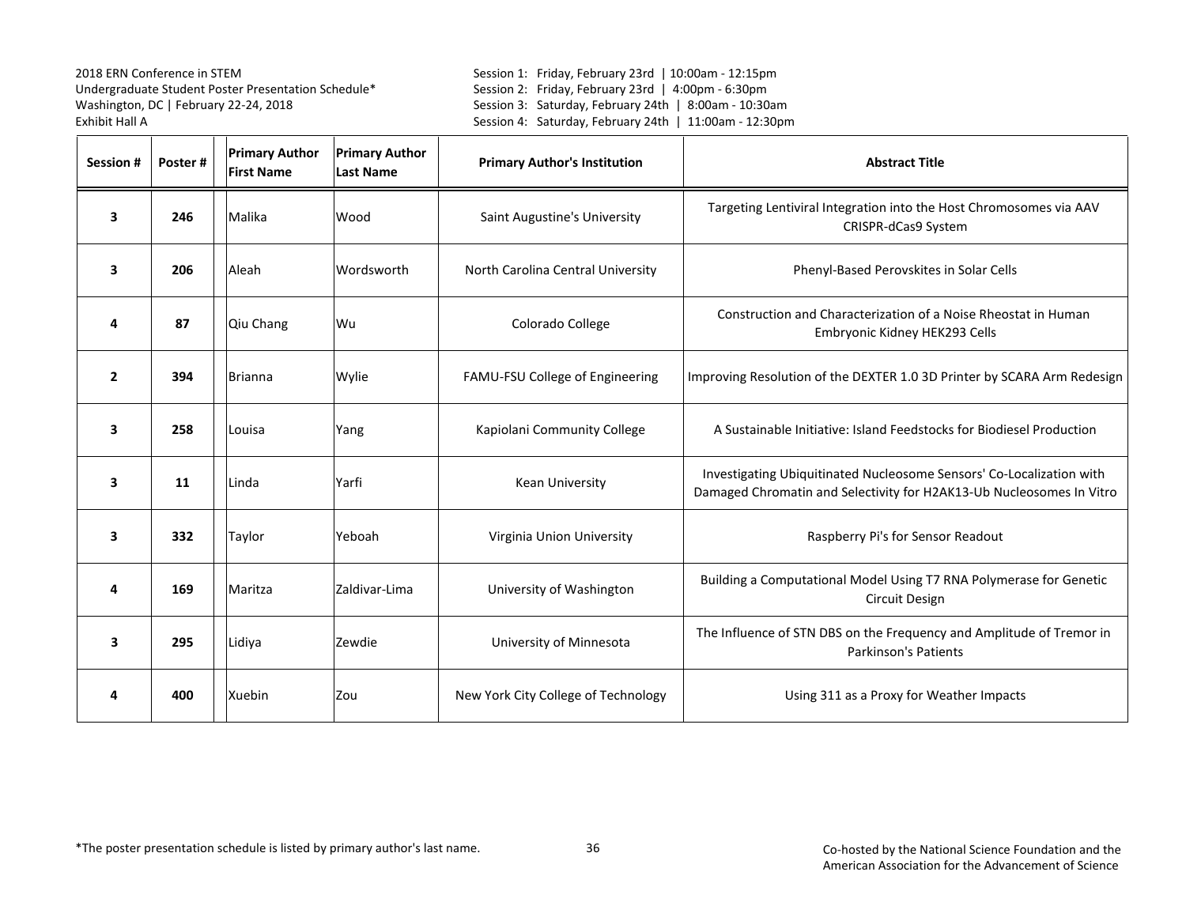2018 ERN Conference in STEM
Undergraduate Student Poster Presentation Schedule*
Washington, DC | February 22-24, 2018
Exhibit Hall A

Session 1: Friday, February 23rd | 10:00am - 12:15pm
Session 2: Friday, February 23rd | 4:00pm - 6:30pm
Session 3: Saturday, February 24th | 8:00am - 10:30am
Session 4: Saturday, February 24th | 11:00am - 12:30pm

| Session # | Poster # | Primary Author First Name | Primary Author Last Name | Primary Author's Institution | Abstract Title |
|---|---|---|---|---|---|
| 3 | 246 | Malika | Wood | Saint Augustine's University | Targeting Lentiviral Integration into the Host Chromosomes via AAV CRISPR-dCas9 System |
| 3 | 206 | Aleah | Wordsworth | North Carolina Central University | Phenyl-Based Perovskites in Solar Cells |
| 4 | 87 | Qiu Chang | Wu | Colorado College | Construction and Characterization of a Noise Rheostat in Human Embryonic Kidney HEK293 Cells |
| 2 | 394 | Brianna | Wylie | FAMU-FSU College of Engineering | Improving Resolution of the DEXTER 1.0 3D Printer by SCARA Arm Redesign |
| 3 | 258 | Louisa | Yang | Kapiolani Community College | A Sustainable Initiative: Island Feedstocks for Biodiesel Production |
| 3 | 11 | Linda | Yarfi | Kean University | Investigating Ubiquitinated Nucleosome Sensors' Co-Localization with Damaged Chromatin and Selectivity for H2AK13-Ub Nucleosomes In Vitro |
| 3 | 332 | Taylor | Yeboah | Virginia Union University | Raspberry Pi's for Sensor Readout |
| 4 | 169 | Maritza | Zaldivar-Lima | University of Washington | Building a Computational Model Using T7 RNA Polymerase for Genetic Circuit Design |
| 3 | 295 | Lidiya | Zewdie | University of Minnesota | The Influence of STN DBS on the Frequency and Amplitude of Tremor in Parkinson's Patients |
| 4 | 400 | Xuebin | Zou | New York City College of Technology | Using 311 as a Proxy for Weather Impacts |

*The poster presentation schedule is listed by primary author's last name.

Co-hosted by the National Science Foundation and the American Association for the Advancement of Science